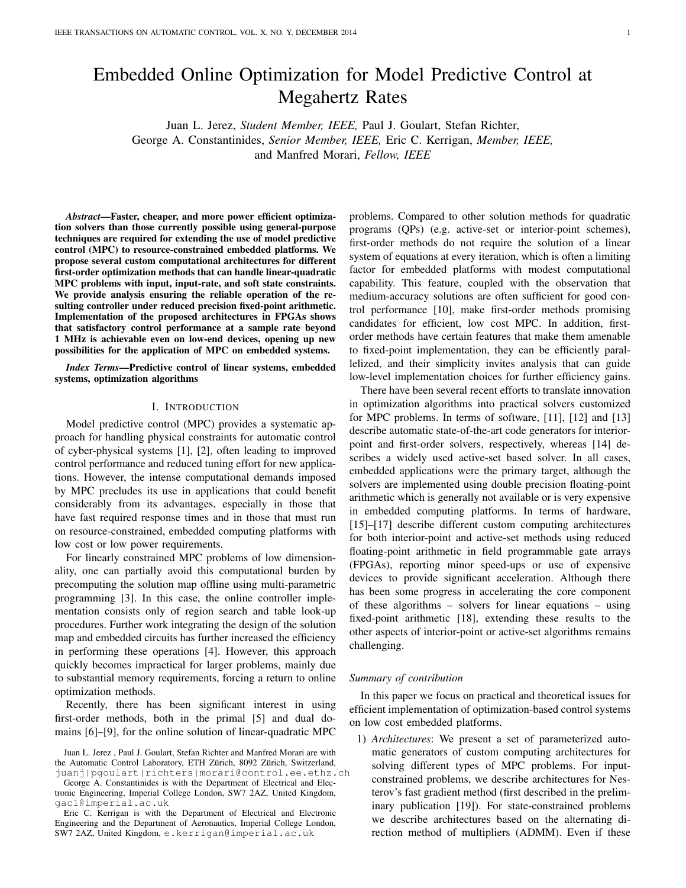# Embedded Online Optimization for Model Predictive Control at Megahertz Rates

Juan L. Jerez, *Student Member, IEEE,* Paul J. Goulart, Stefan Richter, George A. Constantinides, *Senior Member, IEEE,* Eric C. Kerrigan, *Member, IEEE,* and Manfred Morari, *Fellow, IEEE*

***Abstract*—Faster, cheaper, and more power efficient optimization solvers than those currently possible using general-purpose techniques are required for extending the use of model predictive control (MPC) to resource-constrained embedded platforms. We propose several custom computational architectures for different first-order optimization methods that can handle linear-quadratic MPC problems with input, input-rate, and soft state constraints. We provide analysis ensuring the reliable operation of the resulting controller under reduced precision fixed-point arithmetic. Implementation of the proposed architectures in FPGAs shows that satisfactory control performance at a sample rate beyond 1 MHz is achievable even on low-end devices, opening up new possibilities for the application of MPC on embedded systems.**

***Index Terms*—Predictive control of linear systems, embedded systems, optimization algorithms**

## I. Introduction

Model predictive control (MPC) provides a systematic approach for handling physical constraints for automatic control of cyber-physical systems [1], [2], often leading to improved control performance and reduced tuning effort for new applications. However, the intense computational demands imposed by MPC precludes its use in applications that could benefit considerably from its advantages, especially in those that have fast required response times and in those that must run on resource-constrained, embedded computing platforms with low cost or low power requirements.

For linearly constrained MPC problems of low dimensionality, one can partially avoid this computational burden by precomputing the solution map offline using multi-parametric programming [3]. In this case, the online controller implementation consists only of region search and table look-up procedures. Further work integrating the design of the solution map and embedded circuits has further increased the efficiency in performing these operations [4]. However, this approach quickly becomes impractical for larger problems, mainly due to substantial memory requirements, forcing a return to online optimization methods.

Recently, there has been significant interest in using first-order methods, both in the primal [5] and dual domains [6]–[9], for the online solution of linear-quadratic MPC problems. Compared to other solution methods for quadratic programs (QPs) (e.g. active-set or interior-point schemes), first-order methods do not require the solution of a linear system of equations at every iteration, which is often a limiting factor for embedded platforms with modest computational capability. This feature, coupled with the observation that medium-accuracy solutions are often sufficient for good control performance [10], make first-order methods promising candidates for efficient, low cost MPC. In addition, first-order methods have certain features that make them amenable to fixed-point implementation, they can be efficiently parallelized, and their simplicity invites analysis that can guide low-level implementation choices for further efficiency gains.

There have been several recent efforts to translate innovation in optimization algorithms into practical solvers customized for MPC problems. In terms of software, [11], [12] and [13] describe automatic state-of-the-art code generators for interior-point and first-order solvers, respectively, whereas [14] describes a widely used active-set based solver. In all cases, embedded applications were the primary target, although the solvers are implemented using double precision floating-point arithmetic which is generally not available or is very expensive in embedded computing platforms. In terms of hardware, [15]–[17] describe different custom computing architectures for both interior-point and active-set methods using reduced floating-point arithmetic in field programmable gate arrays (FPGAs), reporting minor speed-ups or use of expensive devices to provide significant acceleration. Although there has been some progress in accelerating the core component of these algorithms – solvers for linear equations – using fixed-point arithmetic [18], extending these results to the other aspects of interior-point or active-set algorithms remains challenging.

### *Summary of contribution*

In this paper we focus on practical and theoretical issues for efficient implementation of optimization-based control systems on low cost embedded platforms.

1) *Architectures*: We present a set of parameterized automatic generators of custom computing architectures for solving different types of MPC problems. For input-constrained problems, we describe architectures for Nesterov's fast gradient method (first described in the preliminary publication [19]). For state-constrained problems we describe architectures based on the alternating direction method of multipliers (ADMM). Even if these

Juan L. Jerez , Paul J. Goulart, Stefan Richter and Manfred Morari are with the Automatic Control Laboratory, ETH Zürich, 8092 Zürich, Switzerland, juanj|pgoulart|richters|morari@control.ee.ethz.ch

George A. Constantinides is with the Department of Electrical and Electronic Engineering, Imperial College London, SW7 2AZ, United Kingdom, gac1@imperial.ac.uk

Eric C. Kerrigan is with the Department of Electrical and Electronic Engineering and the Department of Aeronautics, Imperial College London, SW7 2AZ, United Kingdom, e.kerrigan@imperial.ac.uk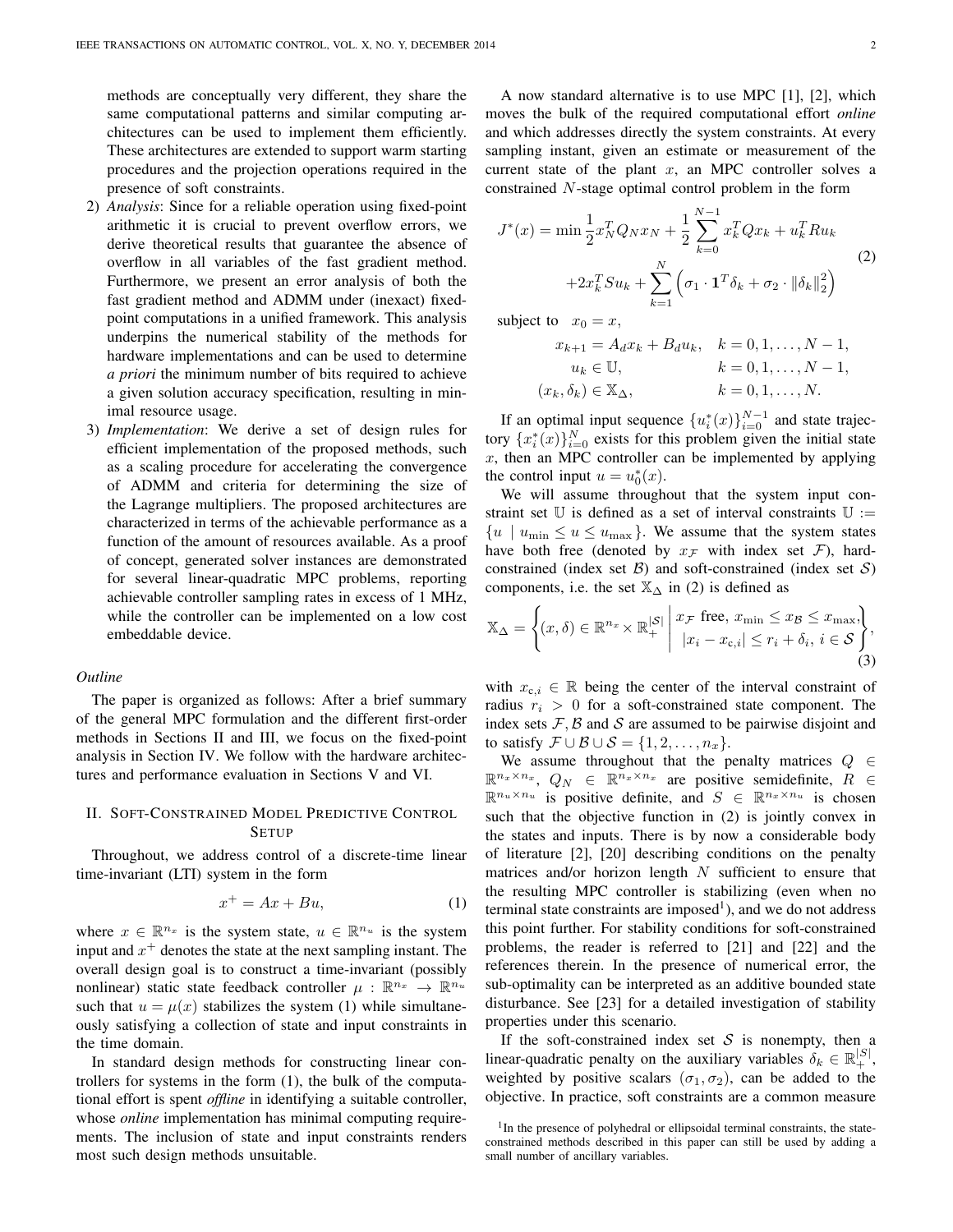methods are conceptually very different, they share the same computational patterns and similar computing architectures can be used to implement them efficiently. These architectures are extended to support warm starting procedures and the projection operations required in the presence of soft constraints.

2) *Analysis*: Since for a reliable operation using fixed-point arithmetic it is crucial to prevent overflow errors, we derive theoretical results that guarantee the absence of overflow in all variables of the fast gradient method. Furthermore, we present an error analysis of both the fast gradient method and ADMM under (inexact) fixed-point computations in a unified framework. This analysis underpins the numerical stability of the methods for hardware implementations and can be used to determine *a priori* the minimum number of bits required to achieve a given solution accuracy specification, resulting in minimal resource usage.

3) *Implementation*: We derive a set of design rules for efficient implementation of the proposed methods, such as a scaling procedure for accelerating the convergence of ADMM and criteria for determining the size of the Lagrange multipliers. The proposed architectures are characterized in terms of the achievable performance as a function of the amount of resources available. As a proof of concept, generated solver instances are demonstrated for several linear-quadratic MPC problems, reporting achievable controller sampling rates in excess of 1 MHz, while the controller can be implemented on a low cost embeddable device.

*Outline*

The paper is organized as follows: After a brief summary of the general MPC formulation and the different first-order methods in Sections II and III, we focus on the fixed-point analysis in Section IV. We follow with the hardware architectures and performance evaluation in Sections V and VI.

## II. Soft-Constrained Model Predictive Control Setup

Throughout, we address control of a discrete-time linear time-invariant (LTI) system in the form

$$x^{+} = Ax + Bu, \tag{1}$$

where $x \in \mathbb{R}^{n_x}$ is the system state, $u \in \mathbb{R}^{n_u}$ is the system input and $x^{+}$ denotes the state at the next sampling instant. The overall design goal is to construct a time-invariant (possibly nonlinear) static state feedback controller $\mu : \mathbb{R}^{n_x} \to \mathbb{R}^{n_u}$ such that $u = \mu(x)$ stabilizes the system (1) while simultaneously satisfying a collection of state and input constraints in the time domain.

In standard design methods for constructing linear controllers for systems in the form (1), the bulk of the computational effort is spent *offline* in identifying a suitable controller, whose *online* implementation has minimal computing requirements. The inclusion of state and input constraints renders most such design methods unsuitable.

A now standard alternative is to use MPC [1], [2], which moves the bulk of the required computational effort *online* and which addresses directly the system constraints. At every sampling instant, given an estimate or measurement of the current state of the plant $x$, an MPC controller solves a constrained $N$-stage optimal control problem in the form

$$J^*(x) = \min \frac{1}{2} x_N^T Q_N x_N + \frac{1}{2} \sum_{k=0}^{N-1} x_k^T Q x_k + u_k^T R u_k + 2 x_k^T S u_k + \sum_{k=1}^{N} \left( \sigma_1 \cdot \mathbf{1}^T \delta_k + \sigma_2 \cdot \|\delta_k\|_2^2 \right) \tag{2}$$

$$\begin{aligned}
\text{subject to} \quad & x_0 = x, \\
& x_{k+1} = A_d x_k + B_d u_k, \quad k = 0, 1, \ldots, N-1, \\
& u_k \in \mathbb{U}, \quad k = 0, 1, \ldots, N-1, \\
& (x_k, \delta_k) \in \mathbb{X}_\Delta, \quad k = 0, 1, \ldots, N.
\end{aligned}$$

If an optimal input sequence $\{u_i^*(x)\}_{i=0}^{N-1}$ and state trajectory $\{x_i^*(x)\}_{i=0}^{N}$ exists for this problem given the initial state $x$, then an MPC controller can be implemented by applying the control input $u = u_0^*(x)$.

We will assume throughout that the system input constraint set $\mathbb{U}$ is defined as a set of interval constraints $\mathbb{U} := \{u \mid u_{\min} \le u \le u_{\max}\}$. We assume that the system states have both free (denoted by $x_{\mathcal{F}}$ with index set $\mathcal{F}$), hard-constrained (index set $\mathcal{B}$) and soft-constrained (index set $\mathcal{S}$) components, i.e. the set $\mathbb{X}_\Delta$ in (2) is defined as

$$\mathbb{X}_\Delta = \left\{ (x, \delta) \in \mathbb{R}^{n_x} \times \mathbb{R}_+^{|\mathcal{S}|} \;\middle|\; \begin{array}{l} x_{\mathcal{F}} \text{ free}, \; x_{\min} \le x_{\mathcal{B}} \le x_{\max}, \\ |x_i - x_{c,i}| \le r_i + \delta_i, \; i \in \mathcal{S} \end{array} \right\}, \tag{3}$$

with $x_{c,i} \in \mathbb{R}$ being the center of the interval constraint of radius $r_i > 0$ for a soft-constrained state component. The index sets $\mathcal{F}, \mathcal{B}$ and $\mathcal{S}$ are assumed to be pairwise disjoint and to satisfy $\mathcal{F} \cup \mathcal{B} \cup \mathcal{S} = \{1, 2, \ldots, n_x\}$.

We assume throughout that the penalty matrices $Q \in \mathbb{R}^{n_x \times n_x}$, $Q_N \in \mathbb{R}^{n_x \times n_x}$ are positive semidefinite, $R \in \mathbb{R}^{n_u \times n_u}$ is positive definite, and $S \in \mathbb{R}^{n_x \times n_u}$ is chosen such that the objective function in (2) is jointly convex in the states and inputs. There is by now a considerable body of literature [2], [20] describing conditions on the penalty matrices and/or horizon length $N$ sufficient to ensure that the resulting MPC controller is stabilizing (even when no terminal state constraints are imposed[1]), and we do not address this point further. For stability conditions for soft-constrained problems, the reader is referred to [21] and [22] and the references therein. In the presence of numerical error, the sub-optimality can be interpreted as an additive bounded state disturbance. See [23] for a detailed investigation of stability properties under this scenario.

If the soft-constrained index set $\mathcal{S}$ is nonempty, then a linear-quadratic penalty on the auxiliary variables $\delta_k \in \mathbb{R}_+^{|S|}$, weighted by positive scalars $(\sigma_1, \sigma_2)$, can be added to the objective. In practice, soft constraints are a common measure

[1] In the presence of polyhedral or ellipsoidal terminal constraints, the state-constrained methods described in this paper can still be used by adding a small number of ancillary variables.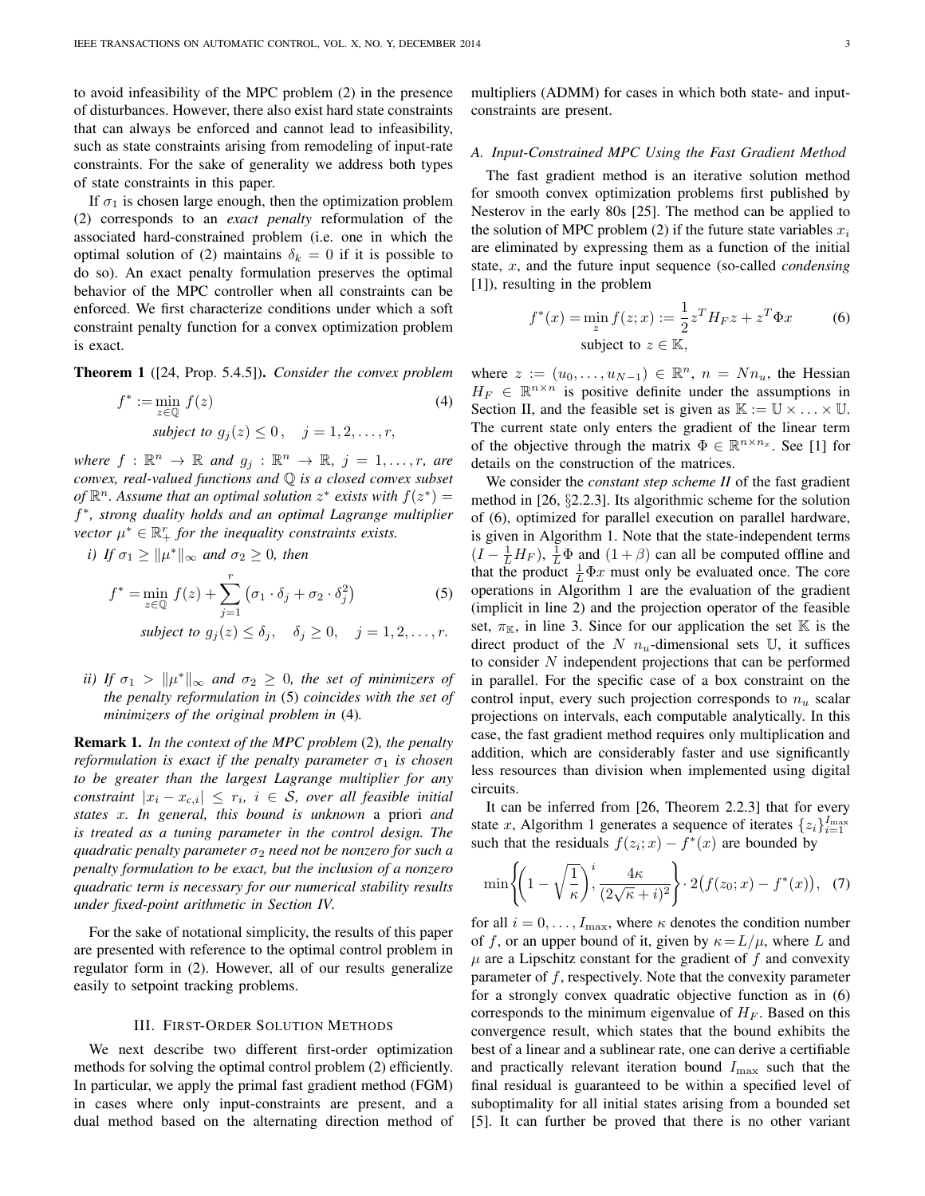to avoid infeasibility of the MPC problem (2) in the presence of disturbances. However, there also exist hard state constraints that can always be enforced and cannot lead to infeasibility, such as state constraints arising from remodeling of input-rate constraints. For the sake of generality we address both types of state constraints in this paper.

If $\sigma_1$ is chosen large enough, then the optimization problem (2) corresponds to an *exact penalty* reformulation of the associated hard-constrained problem (i.e. one in which the optimal solution of (2) maintains $\delta_k = 0$ if it is possible to do so). An exact penalty formulation preserves the optimal behavior of the MPC controller when all constraints can be enforced. We first characterize conditions under which a soft constraint penalty function for a convex optimization problem is exact.

**Theorem 1** ([24, Prop. 5.4.5]). *Consider the convex problem*

$$f^* := \min_{z \in \mathbb{Q}} f(z) \qquad (4)$$
$$\text{subject to } g_j(z) \leq 0\,, \quad j = 1, 2, \ldots, r,$$

*where $f : \mathbb{R}^n \to \mathbb{R}$ and $g_j : \mathbb{R}^n \to \mathbb{R}$, $j = 1, \ldots, r$, are convex, real-valued functions and $\mathbb{Q}$ is a closed convex subset of $\mathbb{R}^n$. Assume that an optimal solution $z^*$ exists with $f(z^*) = f^*$, strong duality holds and an optimal Lagrange multiplier vector $\mu^* \in \mathbb{R}^r_+$ for the inequality constraints exists.*

*i) If $\sigma_1 \geq \|\mu^*\|_\infty$ and $\sigma_2 \geq 0$, then*

$$f^* = \min_{z \in \mathbb{Q}} f(z) + \sum_{j=1}^{r} \left(\sigma_1 \cdot \delta_j + \sigma_2 \cdot \delta_j^2\right) \qquad (5)$$
$$\text{subject to } g_j(z) \leq \delta_j, \quad \delta_j \geq 0, \quad j = 1, 2, \ldots, r.$$

*ii) If $\sigma_1 > \|\mu^*\|_\infty$ and $\sigma_2 \geq 0$, the set of minimizers of the penalty reformulation in* (5) *coincides with the set of minimizers of the original problem in* (4)*.*

**Remark 1.** *In the context of the MPC problem* (2)*, the penalty reformulation is exact if the penalty parameter $\sigma_1$ is chosen to be greater than the largest Lagrange multiplier for any constraint $|x_i - x_{c,i}| \leq r_i$, $i \in \mathcal{S}$, over all feasible initial states $x$. In general, this bound is unknown* a priori *and is treated as a tuning parameter in the control design. The quadratic penalty parameter $\sigma_2$ need not be nonzero for such a penalty formulation to be exact, but the inclusion of a nonzero quadratic term is necessary for our numerical stability results under fixed-point arithmetic in Section IV.*

For the sake of notational simplicity, the results of this paper are presented with reference to the optimal control problem in regulator form in (2). However, all of our results generalize easily to setpoint tracking problems.

## III. First-Order Solution Methods

We next describe two different first-order optimization methods for solving the optimal control problem (2) efficiently. In particular, we apply the primal fast gradient method (FGM) in cases where only input-constraints are present, and a dual method based on the alternating direction method of multipliers (ADMM) for cases in which both state- and input-constraints are present.

### A. Input-Constrained MPC Using the Fast Gradient Method

The fast gradient method is an iterative solution method for smooth convex optimization problems first published by Nesterov in the early 80s [25]. The method can be applied to the solution of MPC problem (2) if the future state variables $x_i$ are eliminated by expressing them as a function of the initial state, $x$, and the future input sequence (so-called *condensing* [1]), resulting in the problem

$$f^*(x) = \min_z f(z; x) := \frac{1}{2} z^T H_F z + z^T \Phi x \qquad (6)$$
$$\text{subject to } z \in \mathbb{K},$$

where $z := (u_0, \ldots, u_{N-1}) \in \mathbb{R}^n$, $n = N n_u$, the Hessian $H_F \in \mathbb{R}^{n \times n}$ is positive definite under the assumptions in Section II, and the feasible set is given as $\mathbb{K} := \mathbb{U} \times \ldots \times \mathbb{U}$. The current state only enters the gradient of the linear term of the objective through the matrix $\Phi \in \mathbb{R}^{n \times n_x}$. See [1] for details on the construction of the matrices.

We consider the *constant step scheme II* of the fast gradient method in [26, §2.2.3]. Its algorithmic scheme for the solution of (6), optimized for parallel execution on parallel hardware, is given in Algorithm 1. Note that the state-independent terms $(I - \frac{1}{L} H_F)$, $\frac{1}{L}\Phi$ and $(1+\beta)$ can all be computed offline and that the product $\frac{1}{L}\Phi x$ must only be evaluated once. The core operations in Algorithm 1 are the evaluation of the gradient (implicit in line 2) and the projection operator of the feasible set, $\pi_{\mathbb{K}}$, in line 3. Since for our application the set $\mathbb{K}$ is the direct product of the $N$ $n_u$-dimensional sets $\mathbb{U}$, it suffices to consider $N$ independent projections that can be performed in parallel. For the specific case of a box constraint on the control input, every such projection corresponds to $n_u$ scalar projections on intervals, each computable analytically. In this case, the fast gradient method requires only multiplication and addition, which are considerably faster and use significantly less resources than division when implemented using digital circuits.

It can be inferred from [26, Theorem 2.2.3] that for every state $x$, Algorithm 1 generates a sequence of iterates $\{z_i\}_{i=1}^{I_{\max}}$ such that the residuals $f(z_i; x) - f^*(x)$ are bounded by

$$\min\left\{\left(1 - \sqrt{\frac{1}{\kappa}}\right)^i, \frac{4\kappa}{(2\sqrt{\kappa} + i)^2}\right\} \cdot 2\big(f(z_0; x) - f^*(x)\big), \quad (7)$$

for all $i = 0, \ldots, I_{\max}$, where $\kappa$ denotes the condition number of $f$, or an upper bound of it, given by $\kappa = L/\mu$, where $L$ and $\mu$ are a Lipschitz constant for the gradient of $f$ and convexity parameter of $f$, respectively. Note that the convexity parameter for a strongly convex quadratic objective function as in (6) corresponds to the minimum eigenvalue of $H_F$. Based on this convergence result, which states that the bound exhibits the best of a linear and a sublinear rate, one can derive a certifiable and practically relevant iteration bound $I_{\max}$ such that the final residual is guaranteed to be within a specified level of suboptimality for all initial states arising from a bounded set [5]. It can further be proved that there is no other variant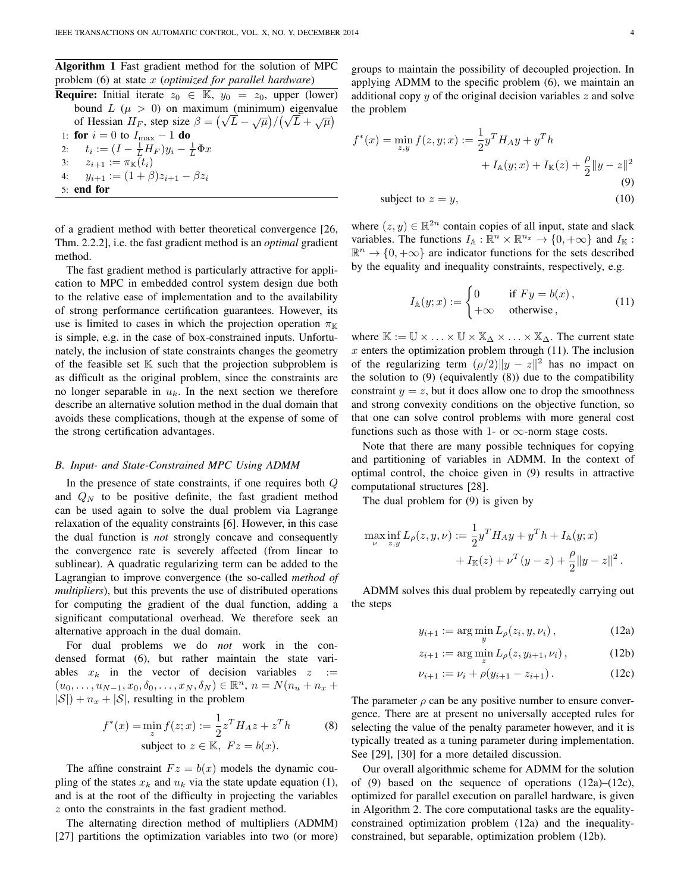**Algorithm 1** Fast gradient method for the solution of MPC problem (6) at state $x$ (*optimized for parallel hardware*)

**Require:** Initial iterate $z_0 \in \mathbb{K}$, $y_0 = z_0$, upper (lower) bound $L$ ($\mu > 0$) on maximum (minimum) eigenvalue of Hessian $H_F$, step size $\beta = \left(\sqrt{L} - \sqrt{\mu}\right)/\left(\sqrt{L} + \sqrt{\mu}\right)$

1: **for** $i = 0$ to $I_{\max} - 1$ **do**
2: $\quad t_i := (I - \frac{1}{L}H_F)y_i - \frac{1}{L}\Phi x$
3: $\quad z_{i+1} := \pi_{\mathbb{K}}(t_i)$
4: $\quad y_{i+1} := (1+\beta)z_{i+1} - \beta z_i$
5: **end for**

of a gradient method with better theoretical convergence [26, Thm. 2.2.2], i.e. the fast gradient method is an *optimal* gradient method.

The fast gradient method is particularly attractive for application to MPC in embedded control system design due both to the relative ease of implementation and to the availability of strong performance certification guarantees. However, its use is limited to cases in which the projection operation $\pi_{\mathbb{K}}$ is simple, e.g. in the case of box-constrained inputs. Unfortunately, the inclusion of state constraints changes the geometry of the feasible set $\mathbb{K}$ such that the projection subproblem is as difficult as the original problem, since the constraints are no longer separable in $u_k$. In the next section we therefore describe an alternative solution method in the dual domain that avoids these complications, though at the expense of some of the strong certification advantages.

### B. Input- and State-Constrained MPC Using ADMM

In the presence of state constraints, if one requires both $Q$ and $Q_N$ to be positive definite, the fast gradient method can be used again to solve the dual problem via Lagrange relaxation of the equality constraints [6]. However, in this case the dual function is *not* strongly concave and consequently the convergence rate is severely affected (from linear to sublinear). A quadratic regularizing term can be added to the Lagrangian to improve convergence (the so-called *method of multipliers*), but this prevents the use of distributed operations for computing the gradient of the dual function, adding a significant computational overhead. We therefore seek an alternative approach in the dual domain.

For dual problems we do *not* work in the condensed format (6), but rather maintain the state variables $x_k$ in the vector of decision variables $z := (u_0, \ldots, u_{N-1}, x_0, \delta_0, \ldots, x_N, \delta_N) \in \mathbb{R}^n$, $n = N(n_u + n_x + |\mathcal{S}|) + n_x + |\mathcal{S}|$, resulting in the problem

$$
f^*(x) = \min_z f(z;x) := \frac{1}{2}z^T H_A z + z^T h \qquad (8)
$$
$$
\text{subject to } z \in \mathbb{K},\ Fz = b(x).
$$

The affine constraint $Fz = b(x)$ models the dynamic coupling of the states $x_k$ and $u_k$ via the state update equation (1), and is at the root of the difficulty in projecting the variables $z$ onto the constraints in the fast gradient method.

The alternating direction method of multipliers (ADMM) [27] partitions the optimization variables into two (or more) groups to maintain the possibility of decoupled projection. In applying ADMM to the specific problem (6), we maintain an additional copy $y$ of the original decision variables $z$ and solve the problem

$$
f^*(x) = \min_{z,y} f(z,y;x) := \frac{1}{2}y^T H_A y + y^T h + I_{\mathbb{A}}(y;x) + I_{\mathbb{K}}(z) + \frac{\rho}{2}\|y - z\|^2 \qquad (9)
$$
$$
\text{subject to } z = y, \qquad (10)
$$

where $(z,y) \in \mathbb{R}^{2n}$ contain copies of all input, state and slack variables. The functions $I_{\mathbb{A}} : \mathbb{R}^n \times \mathbb{R}^{n_x} \to \{0, +\infty\}$ and $I_{\mathbb{K}} : \mathbb{R}^n \to \{0, +\infty\}$ are indicator functions for the sets described by the equality and inequality constraints, respectively, e.g.

$$
I_{\mathbb{A}}(y;x) := \begin{cases} 0 & \text{if } Fy = b(x)\,, \\ +\infty & \text{otherwise}\,, \end{cases} \qquad (11)
$$

where $\mathbb{K} := \mathbb{U} \times \ldots \times \mathbb{U} \times \mathbb{X}_\Delta \times \ldots \times \mathbb{X}_\Delta$. The current state $x$ enters the optimization problem through (11). The inclusion of the regularizing term $(\rho/2)\|y - z\|^2$ has no impact on the solution to (9) (equivalently (8)) due to the compatibility constraint $y = z$, but it does allow one to drop the smoothness and strong convexity conditions on the objective function, so that one can solve control problems with more general cost functions such as those with 1- or $\infty$-norm stage costs.

Note that there are many possible techniques for copying and partitioning of variables in ADMM. In the context of optimal control, the choice given in (9) results in attractive computational structures [28].

The dual problem for (9) is given by

$$
\max_\nu \inf_{z,y} L_\rho(z,y,\nu) := \frac{1}{2}y^T H_A y + y^T h + I_{\mathbb{A}}(y;x) + I_{\mathbb{K}}(z) + \nu^T(y - z) + \frac{\rho}{2}\|y - z\|^2\,.
$$

ADMM solves this dual problem by repeatedly carrying out the steps

$$
y_{i+1} := \arg\min_y L_\rho(z_i, y, \nu_i)\,, \qquad (12a)
$$
$$
z_{i+1} := \arg\min_z L_\rho(z, y_{i+1}, \nu_i)\,, \qquad (12b)
$$
$$
\nu_{i+1} := \nu_i + \rho(y_{i+1} - z_{i+1})\,. \qquad (12c)
$$

The parameter $\rho$ can be any positive number to ensure convergence. There are at present no universally accepted rules for selecting the value of the penalty parameter however, and it is typically treated as a tuning parameter during implementation. See [29], [30] for a more detailed discussion.

Our overall algorithmic scheme for ADMM for the solution of (9) based on the sequence of operations (12a)–(12c), optimized for parallel execution on parallel hardware, is given in Algorithm 2. The core computational tasks are the equality-constrained optimization problem (12a) and the inequality-constrained, but separable, optimization problem (12b).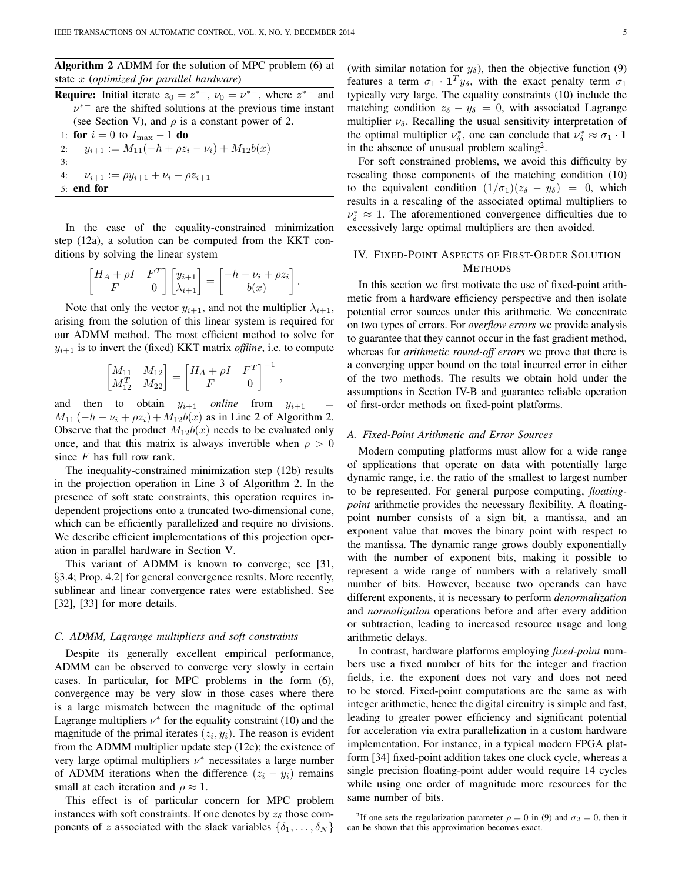**Algorithm 2** ADMM for the solution of MPC problem (6) at state $x$ (*optimized for parallel hardware*)

**Require:** Initial iterate $z_0 = z^{*-}$, $\nu_0 = \nu^{*-}$, where $z^{*-}$ and $\nu^{*-}$ are the shifted solutions at the previous time instant (see Section V), and $\rho$ is a constant power of 2.

1: **for** $i = 0$ to $I_{\max} - 1$ **do**
2: $\quad y_{i+1} := M_{11}(-h + \rho z_i - \nu_i) + M_{12} b(x)$
3:
4: $\quad \nu_{i+1} := \rho y_{i+1} + \nu_i - \rho z_{i+1}$
5: **end for**

In the case of the equality-constrained minimization step (12a), a solution can be computed from the KKT conditions by solving the linear system

$$\begin{bmatrix} H_A + \rho I & F^T \\ F & 0 \end{bmatrix} \begin{bmatrix} y_{i+1} \\ \lambda_{i+1} \end{bmatrix} = \begin{bmatrix} -h - \nu_i + \rho z_i \\ b(x) \end{bmatrix}.$$

Note that only the vector $y_{i+1}$, and not the multiplier $\lambda_{i+1}$, arising from the solution of this linear system is required for our ADMM method. The most efficient method to solve for $y_{i+1}$ is to invert the (fixed) KKT matrix *offline*, i.e. to compute

$$\begin{bmatrix} M_{11} & M_{12} \\ M_{12}^T & M_{22} \end{bmatrix} = \begin{bmatrix} H_A + \rho I & F^T \\ F & 0 \end{bmatrix}^{-1},$$

and then to obtain $y_{i+1}$ *online* from $y_{i+1} = M_{11}\left(-h - \nu_i + \rho z_i\right) + M_{12} b(x)$ as in Line 2 of Algorithm 2. Observe that the product $M_{12} b(x)$ needs to be evaluated only once, and that this matrix is always invertible when $\rho > 0$ since $F$ has full row rank.

The inequality-constrained minimization step (12b) results in the projection operation in Line 3 of Algorithm 2. In the presence of soft state constraints, this operation requires independent projections onto a truncated two-dimensional cone, which can be efficiently parallelized and require no divisions. We describe efficient implementations of this projection operation in parallel hardware in Section V.

This variant of ADMM is known to converge; see [31, §3.4; Prop. 4.2] for general convergence results. More recently, sublinear and linear convergence rates were established. See [32], [33] for more details.

### C. ADMM, Lagrange multipliers and soft constraints

Despite its generally excellent empirical performance, ADMM can be observed to converge very slowly in certain cases. In particular, for MPC problems in the form (6), convergence may be very slow in those cases where there is a large mismatch between the magnitude of the optimal Lagrange multipliers $\nu^*$ for the equality constraint (10) and the magnitude of the primal iterates $(z_i, y_i)$. The reason is evident from the ADMM multiplier update step (12c); the existence of very large optimal multipliers $\nu^*$ necessitates a large number of ADMM iterations when the difference $(z_i - y_i)$ remains small at each iteration and $\rho \approx 1$.

This effect is of particular concern for MPC problem instances with soft constraints. If one denotes by $z_\delta$ those components of $z$ associated with the slack variables $\{\delta_1, \dots, \delta_N\}$ (with similar notation for $y_\delta$), then the objective function (9) features a term $\sigma_1 \cdot \mathbf{1}^T y_\delta$, with the exact penalty term $\sigma_1$ typically very large. The equality constraints (10) include the matching condition $z_\delta - y_\delta = 0$, with associated Lagrange multiplier $\nu_\delta$. Recalling the usual sensitivity interpretation of the optimal multiplier $\nu_\delta^*$, one can conclude that $\nu_\delta^* \approx \sigma_1 \cdot \mathbf{1}$ in the absence of unusual problem scaling[2].

For soft constrained problems, we avoid this difficulty by rescaling those components of the matching condition (10) to the equivalent condition $(1/\sigma_1)(z_\delta - y_\delta) = 0$, which results in a rescaling of the associated optimal multipliers to $\nu_\delta^* \approx 1$. The aforementioned convergence difficulties due to excessively large optimal multipliers are then avoided.

## IV. Fixed-Point Aspects of First-Order Solution Methods

In this section we first motivate the use of fixed-point arithmetic from a hardware efficiency perspective and then isolate potential error sources under this arithmetic. We concentrate on two types of errors. For *overflow errors* we provide analysis to guarantee that they cannot occur in the fast gradient method, whereas for *arithmetic round-off errors* we prove that there is a converging upper bound on the total incurred error in either of the two methods. The results we obtain hold under the assumptions in Section IV-B and guarantee reliable operation of first-order methods on fixed-point platforms.

### A. Fixed-Point Arithmetic and Error Sources

Modern computing platforms must allow for a wide range of applications that operate on data with potentially large dynamic range, i.e. the ratio of the smallest to largest number to be represented. For general purpose computing, *floating-point* arithmetic provides the necessary flexibility. A floating-point number consists of a sign bit, a mantissa, and an exponent value that moves the binary point with respect to the mantissa. The dynamic range grows doubly exponentially with the number of exponent bits, making it possible to represent a wide range of numbers with a relatively small number of bits. However, because two operands can have different exponents, it is necessary to perform *denormalization* and *normalization* operations before and after every addition or subtraction, leading to increased resource usage and long arithmetic delays.

In contrast, hardware platforms employing *fixed-point* numbers use a fixed number of bits for the integer and fraction fields, i.e. the exponent does not vary and does not need to be stored. Fixed-point computations are the same as with integer arithmetic, hence the digital circuitry is simple and fast, leading to greater power efficiency and significant potential for acceleration via extra parallelization in a custom hardware implementation. For instance, in a typical modern FPGA platform [34] fixed-point addition takes one clock cycle, whereas a single precision floating-point adder would require 14 cycles while using one order of magnitude more resources for the same number of bits.

[2] If one sets the regularization parameter $\rho = 0$ in (9) and $\sigma_2 = 0$, then it can be shown that this approximation becomes exact.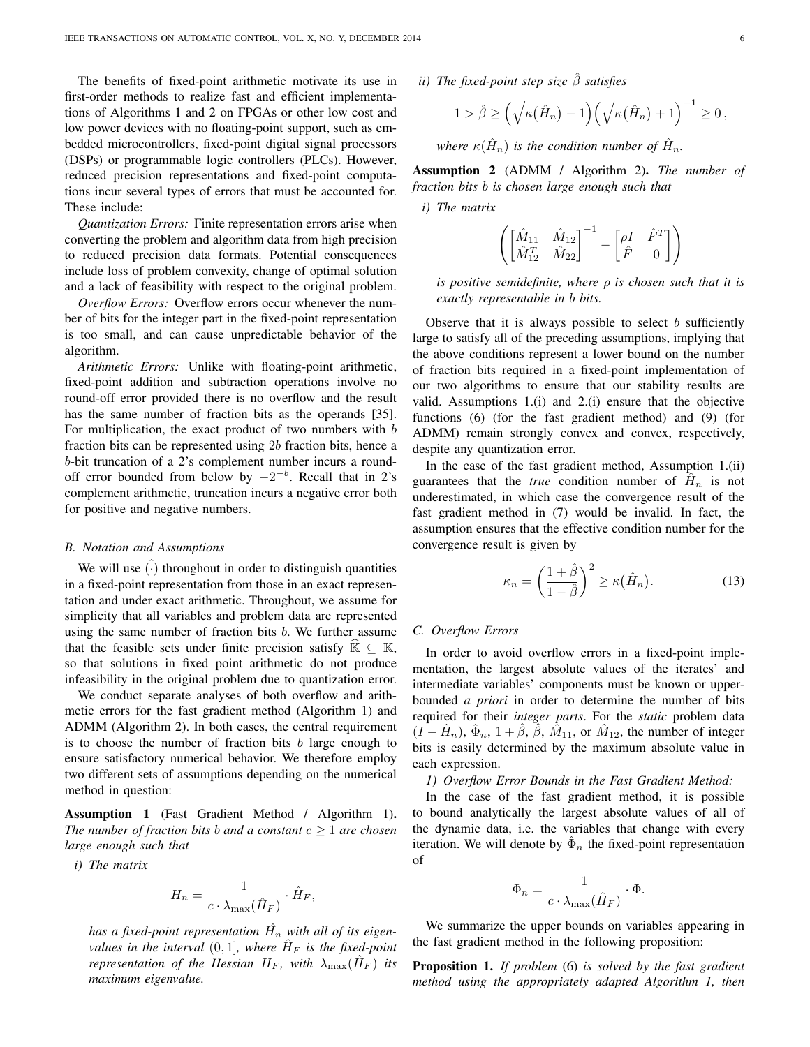The benefits of fixed-point arithmetic motivate its use in first-order methods to realize fast and efficient implementations of Algorithms 1 and 2 on FPGAs or other low cost and low power devices with no floating-point support, such as embedded microcontrollers, fixed-point digital signal processors (DSPs) or programmable logic controllers (PLCs). However, reduced precision representations and fixed-point computations incur several types of errors that must be accounted for. These include:

*Quantization Errors:* Finite representation errors arise when converting the problem and algorithm data from high precision to reduced precision data formats. Potential consequences include loss of problem convexity, change of optimal solution and a lack of feasibility with respect to the original problem.

*Overflow Errors:* Overflow errors occur whenever the number of bits for the integer part in the fixed-point representation is too small, and can cause unpredictable behavior of the algorithm.

*Arithmetic Errors:* Unlike with floating-point arithmetic, fixed-point addition and subtraction operations involve no round-off error provided there is no overflow and the result has the same number of fraction bits as the operands [35]. For multiplication, the exact product of two numbers with $b$ fraction bits can be represented using $2b$ fraction bits, hence a $b$-bit truncation of a 2's complement number incurs a round-off error bounded from below by $-2^{-b}$. Recall that in 2's complement arithmetic, truncation incurs a negative error both for positive and negative numbers.

### B. Notation and Assumptions

We will use $\hat{(\cdot)}$ throughout in order to distinguish quantities in a fixed-point representation from those in an exact representation and under exact arithmetic. Throughout, we assume for simplicity that all variables and problem data are represented using the same number of fraction bits $b$. We further assume that the feasible sets under finite precision satisfy $\widehat{\mathbb{K}} \subseteq \mathbb{K}$, so that solutions in fixed point arithmetic do not produce infeasibility in the original problem due to quantization error.

We conduct separate analyses of both overflow and arithmetic errors for the fast gradient method (Algorithm 1) and ADMM (Algorithm 2). In both cases, the central requirement is to choose the number of fraction bits $b$ large enough to ensure satisfactory numerical behavior. We therefore employ two different sets of assumptions depending on the numerical method in question:

**Assumption 1** (Fast Gradient Method / Algorithm 1)**.** *The number of fraction bits $b$ and a constant $c \geq 1$ are chosen large enough such that*

*i) The matrix*

$$H_n = \frac{1}{c \cdot \lambda_{\max}(\hat{H}_F)} \cdot \hat{H}_F,$$

*has a fixed-point representation $\hat{H}_n$ with all of its eigenvalues in the interval $(0, 1]$, where $\hat{H}_F$ is the fixed-point representation of the Hessian $H_F$, with $\lambda_{\max}(\hat{H}_F)$ its maximum eigenvalue.*

*ii) The fixed-point step size $\hat{\beta}$ satisfies*

$$1 > \hat{\beta} \geq \Big(\sqrt{\kappa(\hat{H}_n)} - 1\Big)\Big(\sqrt{\kappa(\hat{H}_n)} + 1\Big)^{-1} \geq 0\,,$$

*where $\kappa(\hat{H}_n)$ is the condition number of $\hat{H}_n$.*

**Assumption 2** (ADMM / Algorithm 2)**.** *The number of fraction bits $b$ is chosen large enough such that*

*i) The matrix*

$$\left(\begin{bmatrix} \hat{M}_{11} & \hat{M}_{12} \\ \hat{M}_{12}^T & \hat{M}_{22} \end{bmatrix}^{-1} - \begin{bmatrix} \rho I & \hat{F}^T \\ \hat{F} & 0 \end{bmatrix}\right)$$

*is positive semidefinite, where $\rho$ is chosen such that it is exactly representable in $b$ bits.*

Observe that it is always possible to select $b$ sufficiently large to satisfy all of the preceding assumptions, implying that the above conditions represent a lower bound on the number of fraction bits required in a fixed-point implementation of our two algorithms to ensure that our stability results are valid. Assumptions 1.(i) and 2.(i) ensure that the objective functions (6) (for the fast gradient method) and (9) (for ADMM) remain strongly convex and convex, respectively, despite any quantization error.

In the case of the fast gradient method, Assumption 1.(ii) guarantees that the *true* condition number of $\hat{H}_n$ is not underestimated, in which case the convergence result of the fast gradient method in (7) would be invalid. In fact, the assumption ensures that the effective condition number for the convergence result is given by

$$\kappa_n = \left(\frac{1+\hat{\beta}}{1-\hat{\beta}}\right)^2 \geq \kappa\big(\hat{H}_n\big). \tag{13}$$

### C. Overflow Errors

In order to avoid overflow errors in a fixed-point implementation, the largest absolute values of the iterates' and intermediate variables' components must be known or upper-bounded *a priori* in order to determine the number of bits required for their *integer parts*. For the *static* problem data $(I - \hat{H}_n)$, $\hat{\Phi}_n$, $1 + \hat{\beta}$, $\hat{\beta}$, $\hat{M}_{11}$, or $\hat{M}_{12}$, the number of integer bits is easily determined by the maximum absolute value in each expression.

*1) Overflow Error Bounds in the Fast Gradient Method:*

In the case of the fast gradient method, it is possible to bound analytically the largest absolute values of all of the dynamic data, i.e. the variables that change with every iteration. We will denote by $\hat{\Phi}_n$ the fixed-point representation of

$$\Phi_n = \frac{1}{c \cdot \lambda_{\max}(\hat{H}_F)} \cdot \Phi.$$

We summarize the upper bounds on variables appearing in the fast gradient method in the following proposition:

**Proposition 1.** *If problem (6) is solved by the fast gradient method using the appropriately adapted Algorithm 1, then*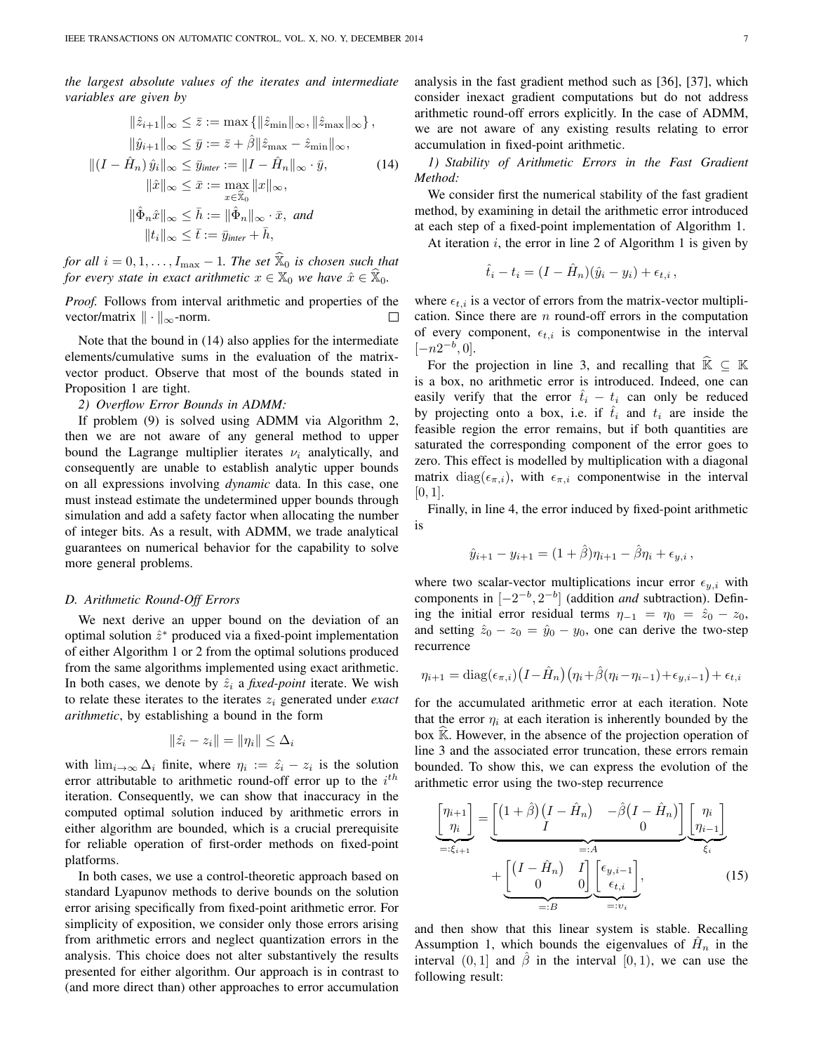*the largest absolute values of the iterates and intermediate variables are given by*

$$
\begin{aligned}
\|\hat{z}_{i+1}\|_\infty &\le \bar{z} := \max\{\|\hat{z}_{\min}\|_\infty, \|\hat{z}_{\max}\|_\infty\}, \\
\|\hat{y}_{i+1}\|_\infty &\le \bar{y} := \bar{z} + \hat{\beta}\|\hat{z}_{\max} - \hat{z}_{\min}\|_\infty, \\
\|(I - \hat{H}_n)\,\hat{y}_i\|_\infty &\le \bar{y}_{\mathit{inter}} := \|I - \hat{H}_n\|_\infty \cdot \bar{y}, \\
\|\hat{x}\|_\infty &\le \bar{x} := \max_{x \in \widehat{\mathbb{X}}_0} \|x\|_\infty, \\
\|\hat{\Phi}_n \hat{x}\|_\infty &\le \bar{h} := \|\hat{\Phi}_n\|_\infty \cdot \bar{x}, \text{ and} \\
\|t_i\|_\infty &\le \bar{t} := \bar{y}_{\mathit{inter}} + \bar{h},
\end{aligned}
\tag{14}
$$

*for all $i = 0, 1, \ldots, I_{\max} - 1$. The set $\widehat{\mathbb{X}}_0$ is chosen such that for every state in exact arithmetic $x \in \mathbb{X}_0$ we have $\hat{x} \in \widehat{\mathbb{X}}_0$.*

*Proof.* Follows from interval arithmetic and properties of the vector/matrix $\|\cdot\|_\infty$-norm. □

Note that the bound in (14) also applies for the intermediate elements/cumulative sums in the evaluation of the matrix-vector product. Observe that most of the bounds stated in Proposition 1 are tight.

*2) Overflow Error Bounds in ADMM:*

If problem (9) is solved using ADMM via Algorithm 2, then we are not aware of any general method to upper bound the Lagrange multiplier iterates $\nu_i$ analytically, and consequently are unable to establish analytic upper bounds on all expressions involving *dynamic* data. In this case, one must instead estimate the undetermined upper bounds through simulation and add a safety factor when allocating the number of integer bits. As a result, with ADMM, we trade analytical guarantees on numerical behavior for the capability to solve more general problems.

### D. Arithmetic Round-Off Errors

We next derive an upper bound on the deviation of an optimal solution $\hat{z}^*$ produced via a fixed-point implementation of either Algorithm 1 or 2 from the optimal solutions produced from the same algorithms implemented using exact arithmetic. In both cases, we denote by $\hat{z}_i$ a *fixed-point* iterate. We wish to relate these iterates to the iterates $z_i$ generated under *exact arithmetic*, by establishing a bound in the form

$$
\|\hat{z}_i - z_i\| = \|\eta_i\| \le \Delta_i
$$

with $\lim_{i\to\infty} \Delta_i$ finite, where $\eta_i := \hat{z}_i - z_i$ is the solution error attributable to arithmetic round-off error up to the $i^{th}$ iteration. Consequently, we can show that inaccuracy in the computed optimal solution induced by arithmetic errors in either algorithm are bounded, which is a crucial prerequisite for reliable operation of first-order methods on fixed-point platforms.

In both cases, we use a control-theoretic approach based on standard Lyapunov methods to derive bounds on the solution error arising specifically from fixed-point arithmetic error. For simplicity of exposition, we consider only those errors arising from arithmetic errors and neglect quantization errors in the analysis. This choice does not alter substantively the results presented for either algorithm. Our approach is in contrast to (and more direct than) other approaches to error accumulation analysis in the fast gradient method such as [36], [37], which consider inexact gradient computations but do not address arithmetic round-off errors explicitly. In the case of ADMM, we are not aware of any existing results relating to error accumulation in fixed-point arithmetic.

*1) Stability of Arithmetic Errors in the Fast Gradient Method:*

We consider first the numerical stability of the fast gradient method, by examining in detail the arithmetic error introduced at each step of a fixed-point implementation of Algorithm 1.

At iteration $i$, the error in line 2 of Algorithm 1 is given by

$$
\hat{t}_i - t_i = (I - \hat{H}_n)(\hat{y}_i - y_i) + \epsilon_{t,i}\,,
$$

where $\epsilon_{t,i}$ is a vector of errors from the matrix-vector multiplication. Since there are $n$ round-off errors in the computation of every component, $\epsilon_{t,i}$ is componentwise in the interval $[-n2^{-b}, 0]$.

For the projection in line 3, and recalling that $\widehat{\mathbb{K}} \subseteq \mathbb{K}$ is a box, no arithmetic error is introduced. Indeed, one can easily verify that the error $\hat{t}_i - t_i$ can only be reduced by projecting onto a box, i.e. if $\hat{t}_i$ and $t_i$ are inside the feasible region the error remains, but if both quantities are saturated the corresponding component of the error goes to zero. This effect is modelled by multiplication with a diagonal matrix $\operatorname{diag}(\epsilon_{\pi,i})$, with $\epsilon_{\pi,i}$ componentwise in the interval $[0, 1]$.

Finally, in line 4, the error induced by fixed-point arithmetic is

$$
\hat{y}_{i+1} - y_{i+1} = (1 + \hat{\beta})\eta_{i+1} - \hat{\beta}\eta_i + \epsilon_{y,i}\,,
$$

where two scalar-vector multiplications incur error $\epsilon_{y,i}$ with components in $[-2^{-b}, 2^{-b}]$ (addition *and* subtraction). Defining the initial error residual terms $\eta_{-1} = \eta_0 = \hat{z}_0 - z_0$, and setting $\hat{z}_0 - z_0 = \hat{y}_0 - y_0$, one can derive the two-step recurrence

$$
\eta_{i+1} = \operatorname{diag}(\epsilon_{\pi,i})\big(I - \hat{H}_n\big)\big(\eta_i + \hat{\beta}(\eta_i - \eta_{i-1}) + \epsilon_{y,i-1}\big) + \epsilon_{t,i}
$$

for the accumulated arithmetic error at each iteration. Note that the error $\eta_i$ at each iteration is inherently bounded by the box $\widehat{\mathbb{K}}$. However, in the absence of the projection operation of line 3 and the associated error truncation, these errors remain bounded. To show this, we can express the evolution of the arithmetic error using the two-step recurrence

$$
\underbrace{\begin{bmatrix} \eta_{i+1} \\ \eta_i \end{bmatrix}}_{=:\xi_{i+1}} = \underbrace{\begin{bmatrix} \big(1 + \hat{\beta}\big)\big(I - \hat{H}_n\big) & -\hat{\beta}\big(I - \hat{H}_n\big) \\ I & 0 \end{bmatrix}}_{=:A} \underbrace{\begin{bmatrix} \eta_i \\ \eta_{i-1} \end{bmatrix}}_{\xi_i} + \underbrace{\begin{bmatrix} \big(I - \hat{H}_n\big) & I \\ 0 & 0 \end{bmatrix}}_{=:B} \underbrace{\begin{bmatrix} \epsilon_{y,i-1} \\ \epsilon_{t,i} \end{bmatrix}}_{=:v_i}, \tag{15}
$$

and then show that this linear system is stable. Recalling Assumption 1, which bounds the eigenvalues of $\hat{H}_n$ in the interval $(0, 1]$ and $\hat{\beta}$ in the interval $[0, 1)$, we can use the following result: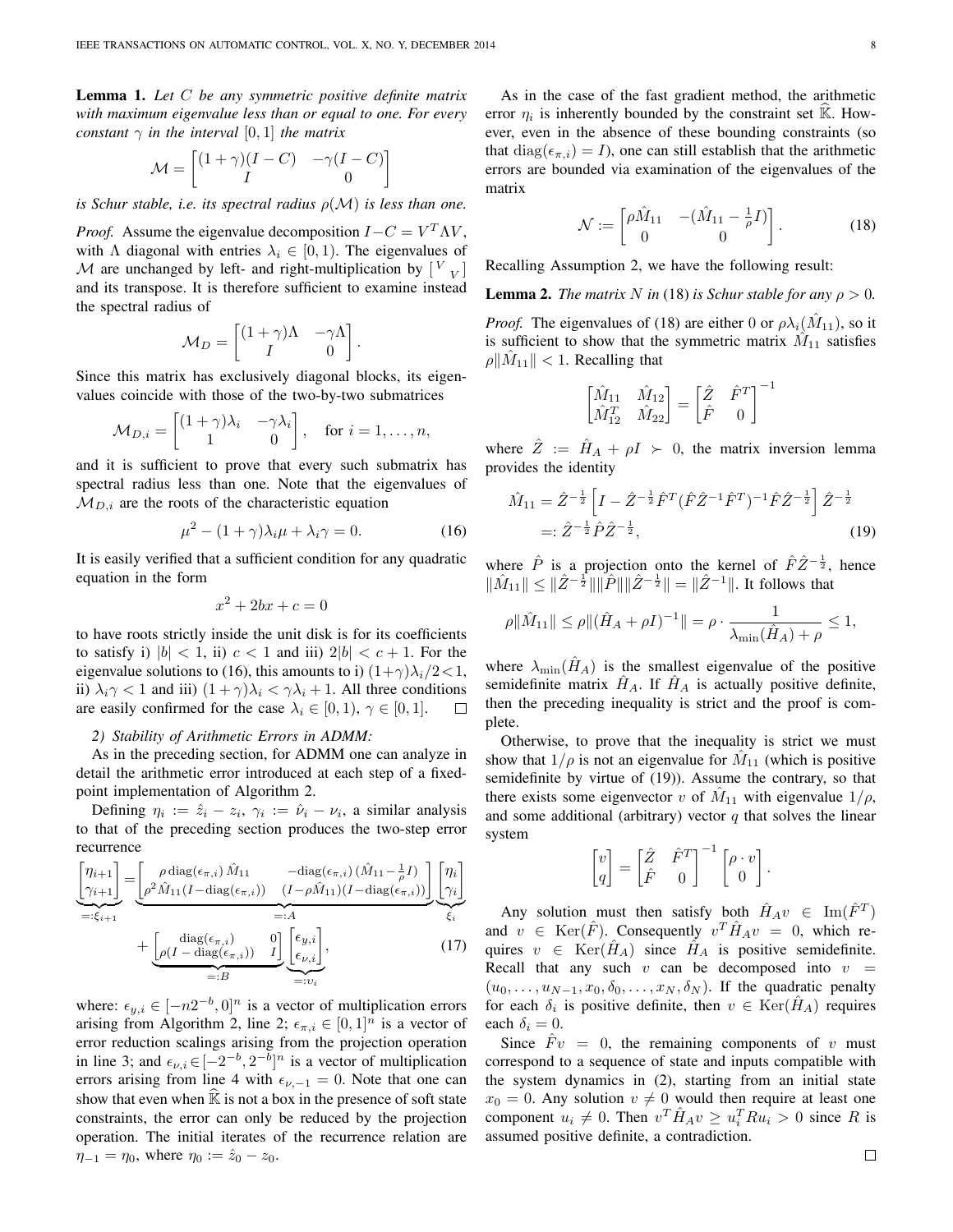**Lemma 1.** *Let $C$ be any symmetric positive definite matrix with maximum eigenvalue less than or equal to one. For every constant $\gamma$ in the interval $[0, 1]$ the matrix*

$$\mathcal{M} = \begin{bmatrix} (1+\gamma)(I-C) & -\gamma(I-C) \\ I & 0 \end{bmatrix}$$

*is Schur stable, i.e. its spectral radius $\rho(\mathcal{M})$ is less than one.*

*Proof.* Assume the eigenvalue decomposition $I - C = V^T \Lambda V$, with $\Lambda$ diagonal with entries $\lambda_i \in [0, 1)$. The eigenvalues of $\mathcal{M}$ are unchanged by left- and right-multiplication by $\left[\begin{smallmatrix} V & \\ & V \end{smallmatrix}\right]$ and its transpose. It is therefore sufficient to examine instead the spectral radius of

$$\mathcal{M}_D = \begin{bmatrix} (1+\gamma)\Lambda & -\gamma\Lambda \\ I & 0 \end{bmatrix}.$$

Since this matrix has exclusively diagonal blocks, its eigenvalues coincide with those of the two-by-two submatrices

$$\mathcal{M}_{D,i} = \begin{bmatrix} (1+\gamma)\lambda_i & -\gamma\lambda_i \\ 1 & 0 \end{bmatrix}, \quad \text{for } i = 1, \ldots, n,$$

and it is sufficient to prove that every such submatrix has spectral radius less than one. Note that the eigenvalues of $\mathcal{M}_{D,i}$ are the roots of the characteristic equation

$$\mu^2 - (1+\gamma)\lambda_i \mu + \lambda_i \gamma = 0. \tag{16}$$

It is easily verified that a sufficient condition for any quadratic equation in the form

$$x^2 + 2bx + c = 0$$

to have roots strictly inside the unit disk is for its coefficients to satisfy i) $|b| < 1$, ii) $c < 1$ and iii) $2|b| < c + 1$. For the eigenvalue solutions to (16), this amounts to i) $(1+\gamma)\lambda_i/2 < 1$, ii) $\lambda_i \gamma < 1$ and iii) $(1+\gamma)\lambda_i < \gamma\lambda_i + 1$. All three conditions are easily confirmed for the case $\lambda_i \in [0, 1)$, $\gamma \in [0, 1]$. $\square$

*2) Stability of Arithmetic Errors in ADMM:*

As in the preceding section, for ADMM one can analyze in detail the arithmetic error introduced at each step of a fixed-point implementation of Algorithm 2.

Defining $\eta_i := \hat{z}_i - z_i$, $\gamma_i := \hat{\nu}_i - \nu_i$, a similar analysis to that of the preceding section produces the two-step error recurrence

$$\underbrace{\begin{bmatrix} \eta_{i+1} \\ \gamma_{i+1} \end{bmatrix}}_{=:\xi_{i+1}} = \underbrace{\begin{bmatrix} \rho \operatorname{diag}(\epsilon_{\pi,i})\, \hat{M}_{11} & -\operatorname{diag}(\epsilon_{\pi,i})\,(\hat{M}_{11} - \frac{1}{\rho}I) \\ \rho^2 \hat{M}_{11}(I - \operatorname{diag}(\epsilon_{\pi,i})) & (I - \rho\hat{M}_{11})(I - \operatorname{diag}(\epsilon_{\pi,i})) \end{bmatrix}}_{=:A} \underbrace{\begin{bmatrix} \eta_i \\ \gamma_i \end{bmatrix}}_{\xi_i} + \underbrace{\begin{bmatrix} \operatorname{diag}(\epsilon_{\pi,i}) & 0 \\ \rho(I - \operatorname{diag}(\epsilon_{\pi,i})) & I \end{bmatrix}}_{=:B} \underbrace{\begin{bmatrix} \epsilon_{y,i} \\ \epsilon_{\nu,i} \end{bmatrix}}_{=:v_i}, \tag{17}$$

where: $\epsilon_{y,i} \in [-n2^{-b}, 0]^n$ is a vector of multiplication errors arising from Algorithm 2, line 2; $\epsilon_{\pi,i} \in [0, 1]^n$ is a vector of error reduction scalings arising from the projection operation in line 3; and $\epsilon_{\nu,i} \in [-2^{-b}, 2^{-b}]^n$ is a vector of multiplication errors arising from line 4 with $\epsilon_{\nu,-1} = 0$. Note that one can show that even when $\widehat{\mathbb{K}}$ is not a box in the presence of soft state constraints, the error can only be reduced by the projection operation. The initial iterates of the recurrence relation are $\eta_{-1} = \eta_0$, where $\eta_0 := \hat{z}_0 - z_0$.

As in the case of the fast gradient method, the arithmetic error $\eta_i$ is inherently bounded by the constraint set $\widehat{\mathbb{K}}$. However, even in the absence of these bounding constraints (so that $\operatorname{diag}(\epsilon_{\pi,i}) = I$), one can still establish that the arithmetic errors are bounded via examination of the eigenvalues of the matrix

$$\mathcal{N} := \begin{bmatrix} \rho\hat{M}_{11} & -(\hat{M}_{11} - \frac{1}{\rho}I) \\ 0 & 0 \end{bmatrix}. \tag{18}$$

Recalling Assumption 2, we have the following result:

**Lemma 2.** *The matrix $N$ in (18) is Schur stable for any $\rho > 0$.*

*Proof.* The eigenvalues of (18) are either 0 or $\rho\lambda_i(\hat{M}_{11})$, so it is sufficient to show that the symmetric matrix $\hat{M}_{11}$ satisfies $\rho\|\hat{M}_{11}\| < 1$. Recalling that

$$\begin{bmatrix} \hat{M}_{11} & \hat{M}_{12} \\ \hat{M}_{12}^T & \hat{M}_{22} \end{bmatrix} = \begin{bmatrix} \hat{Z} & \hat{F}^T \\ \hat{F} & 0 \end{bmatrix}^{-1}$$

where $\hat{Z} := \hat{H}_A + \rho I \succ 0$, the matrix inversion lemma provides the identity

$$\begin{aligned} \hat{M}_{11} &= \hat{Z}^{-\frac{1}{2}} \left[ I - \hat{Z}^{-\frac{1}{2}} \hat{F}^T (\hat{F}\hat{Z}^{-1}\hat{F}^T)^{-1} \hat{F}\hat{Z}^{-\frac{1}{2}} \right] \hat{Z}^{-\frac{1}{2}} \\ &=: \hat{Z}^{-\frac{1}{2}} \hat{P} \hat{Z}^{-\frac{1}{2}}, \end{aligned} \tag{19}$$

where $\hat{P}$ is a projection onto the kernel of $\hat{F}\hat{Z}^{-\frac{1}{2}}$, hence $\|\hat{M}_{11}\| \leq \|\hat{Z}^{-\frac{1}{2}}\|\|\hat{P}\|\|\hat{Z}^{-\frac{1}{2}}\| = \|\hat{Z}^{-1}\|$. It follows that

$$\rho\|\hat{M}_{11}\| \leq \rho\|(\hat{H}_A + \rho I)^{-1}\| = \rho \cdot \frac{1}{\lambda_{\min}(\hat{H}_A) + \rho} \leq 1,$$

where $\lambda_{\min}(\hat{H}_A)$ is the smallest eigenvalue of the positive semidefinite matrix $\hat{H}_A$. If $\hat{H}_A$ is actually positive definite, then the preceding inequality is strict and the proof is complete.

Otherwise, to prove that the inequality is strict we must show that $1/\rho$ is not an eigenvalue for $\hat{M}_{11}$ (which is positive semidefinite by virtue of (19)). Assume the contrary, so that there exists some eigenvector $v$ of $\hat{M}_{11}$ with eigenvalue $1/\rho$, and some additional (arbitrary) vector $q$ that solves the linear system

$$\begin{bmatrix} v \\ q \end{bmatrix} = \begin{bmatrix} \hat{Z} & \hat{F}^T \\ \hat{F} & 0 \end{bmatrix}^{-1} \begin{bmatrix} \rho \cdot v \\ 0 \end{bmatrix}.$$

Any solution must then satisfy both $\hat{H}_A v \in \operatorname{Im}(\hat{F}^T)$ and $v \in \operatorname{Ker}(\hat{F})$. Consequently $v^T\hat{H}_A v = 0$, which requires $v \in \operatorname{Ker}(\hat{H}_A)$ since $\hat{H}_A$ is positive semidefinite. Recall that any such $v$ can be decomposed into $v = (u_0, \ldots, u_{N-1}, x_0, \delta_0, \ldots, x_N, \delta_N)$. If the quadratic penalty for each $\delta_i$ is positive definite, then $v \in \operatorname{Ker}(\hat{H}_A)$ requires each $\delta_i = 0$.

Since $\hat{F}v = 0$, the remaining components of $v$ must correspond to a sequence of state and inputs compatible with the system dynamics in (2), starting from an initial state $x_0 = 0$. Any solution $v \neq 0$ would then require at least one component $u_i \neq 0$. Then $v^T\hat{H}_A v \geq u_i^T R u_i > 0$ since $R$ is assumed positive definite, a contradiction. $\square$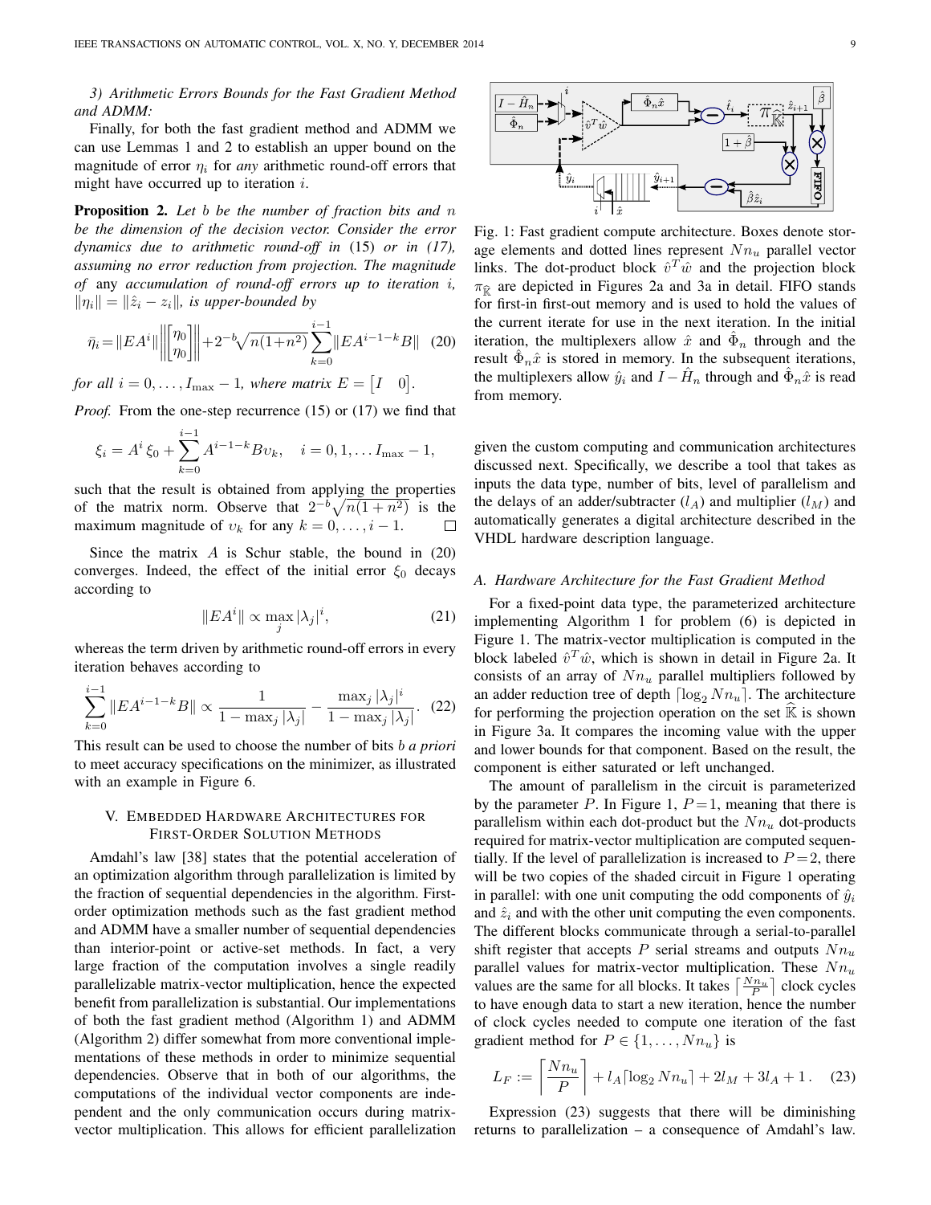*3) Arithmetic Errors Bounds for the Fast Gradient Method and ADMM:*

Finally, for both the fast gradient method and ADMM we can use Lemmas 1 and 2 to establish an upper bound on the magnitude of error $\eta_i$ for *any* arithmetic round-off errors that might have occurred up to iteration $i$.

**Proposition 2.** *Let $b$ be the number of fraction bits and $n$ be the dimension of the decision vector. Consider the error dynamics due to arithmetic round-off in* (15) *or in (17), assuming no error reduction from projection. The magnitude of* any *accumulation of round-off errors up to iteration $i$, $\|\eta_i\| = \|\hat{z}_i - z_i\|$, is upper-bounded by*

$$\bar{\eta}_i = \|EA^i\| \left\| \begin{bmatrix} \eta_0 \\ \eta_0 \end{bmatrix} \right\| + 2^{-b}\sqrt{n(1+n^2)} \sum_{k=0}^{i-1} \|EA^{i-1-k}B\| \quad (20)$$

*for all $i = 0, \ldots, I_{\max} - 1$, where matrix $E = \begin{bmatrix} I & 0 \end{bmatrix}$.*

*Proof.* From the one-step recurrence (15) or (17) we find that

$$\xi_i = A^i \xi_0 + \sum_{k=0}^{i-1} A^{i-1-k} B \upsilon_k, \quad i = 0, 1, \ldots I_{\max} - 1,$$

such that the result is obtained from applying the properties of the matrix norm. Observe that $2^{-b}\sqrt{n(1+n^2)}$ is the maximum magnitude of $\upsilon_k$ for any $k = 0, \ldots, i-1$. □

Since the matrix $A$ is Schur stable, the bound in (20) converges. Indeed, the effect of the initial error $\xi_0$ decays according to

$$\|EA^i\| \propto \max_j |\lambda_j|^i, \quad (21)$$

whereas the term driven by arithmetic round-off errors in every iteration behaves according to

$$\sum_{k=0}^{i-1} \|EA^{i-1-k}B\| \propto \frac{1}{1 - \max_j |\lambda_j|} - \frac{\max_j |\lambda_j|^i}{1 - \max_j |\lambda_j|}. \quad (22)$$

This result can be used to choose the number of bits $b$ *a priori* to meet accuracy specifications on the minimizer, as illustrated with an example in Figure 6.

## V. Embedded Hardware Architectures for First-Order Solution Methods

Amdahl's law [38] states that the potential acceleration of an optimization algorithm through parallelization is limited by the fraction of sequential dependencies in the algorithm. First-order optimization methods such as the fast gradient method and ADMM have a smaller number of sequential dependencies than interior-point or active-set methods. In fact, a very large fraction of the computation involves a single readily parallelizable matrix-vector multiplication, hence the expected benefit from parallelization is substantial. Our implementations of both the fast gradient method (Algorithm 1) and ADMM (Algorithm 2) differ somewhat from more conventional implementations of these methods in order to minimize sequential dependencies. Observe that in both of our algorithms, the computations of the individual vector components are independent and the only communication occurs during matrix-vector multiplication. This allows for efficient parallelization given the custom computing and communication architectures discussed next. Specifically, we describe a tool that takes as inputs the data type, number of bits, level of parallelism and the delays of an adder/subtracter ($l_A$) and multiplier ($l_M$) and automatically generates a digital architecture described in the VHDL hardware description language.

Fig. 1: Fast gradient compute architecture. Boxes denote storage elements and dotted lines represent $Nn_u$ parallel vector links. The dot-product block $\hat{v}^T\hat{w}$ and the projection block $\pi_{\hat{\mathbb{K}}}$ are depicted in Figures 2a and 3a in detail. FIFO stands for first-in first-out memory and is used to hold the values of the current iterate for use in the next iteration. In the initial iteration, the multiplexers allow $\hat{x}$ and $\hat{\Phi}_n$ through and the result $\hat{\Phi}_n\hat{x}$ is stored in memory. In the subsequent iterations, the multiplexers allow $\hat{y}_i$ and $I - \hat{H}_n$ through and $\hat{\Phi}_n\hat{x}$ is read from memory.

### A. Hardware Architecture for the Fast Gradient Method

For a fixed-point data type, the parameterized architecture implementing Algorithm 1 for problem (6) is depicted in Figure 1. The matrix-vector multiplication is computed in the block labeled $\hat{v}^T\hat{w}$, which is shown in detail in Figure 2a. It consists of an array of $Nn_u$ parallel multipliers followed by an adder reduction tree of depth $\lceil \log_2 Nn_u \rceil$. The architecture for performing the projection operation on the set $\hat{\mathbb{K}}$ is shown in Figure 3a. It compares the incoming value with the upper and lower bounds for that component. Based on the result, the component is either saturated or left unchanged.

The amount of parallelism in the circuit is parameterized by the parameter $P$. In Figure 1, $P = 1$, meaning that there is parallelism within each dot-product but the $Nn_u$ dot-products required for matrix-vector multiplication are computed sequentially. If the level of parallelization is increased to $P = 2$, there will be two copies of the shaded circuit in Figure 1 operating in parallel: with one unit computing the odd components of $\hat{y}_i$ and $\hat{z}_i$ and with the other unit computing the even components. The different blocks communicate through a serial-to-parallel shift register that accepts $P$ serial streams and outputs $Nn_u$ parallel values for matrix-vector multiplication. These $Nn_u$ values are the same for all blocks. It takes $\lceil \frac{Nn_u}{P} \rceil$ clock cycles to have enough data to start a new iteration, hence the number of clock cycles needed to compute one iteration of the fast gradient method for $P \in \{1, \ldots, Nn_u\}$ is

$$L_F := \left\lceil \frac{Nn_u}{P} \right\rceil + l_A \lceil \log_2 Nn_u \rceil + 2l_M + 3l_A + 1\,. \quad (23)$$

Expression (23) suggests that there will be diminishing returns to parallelization – a consequence of Amdahl's law.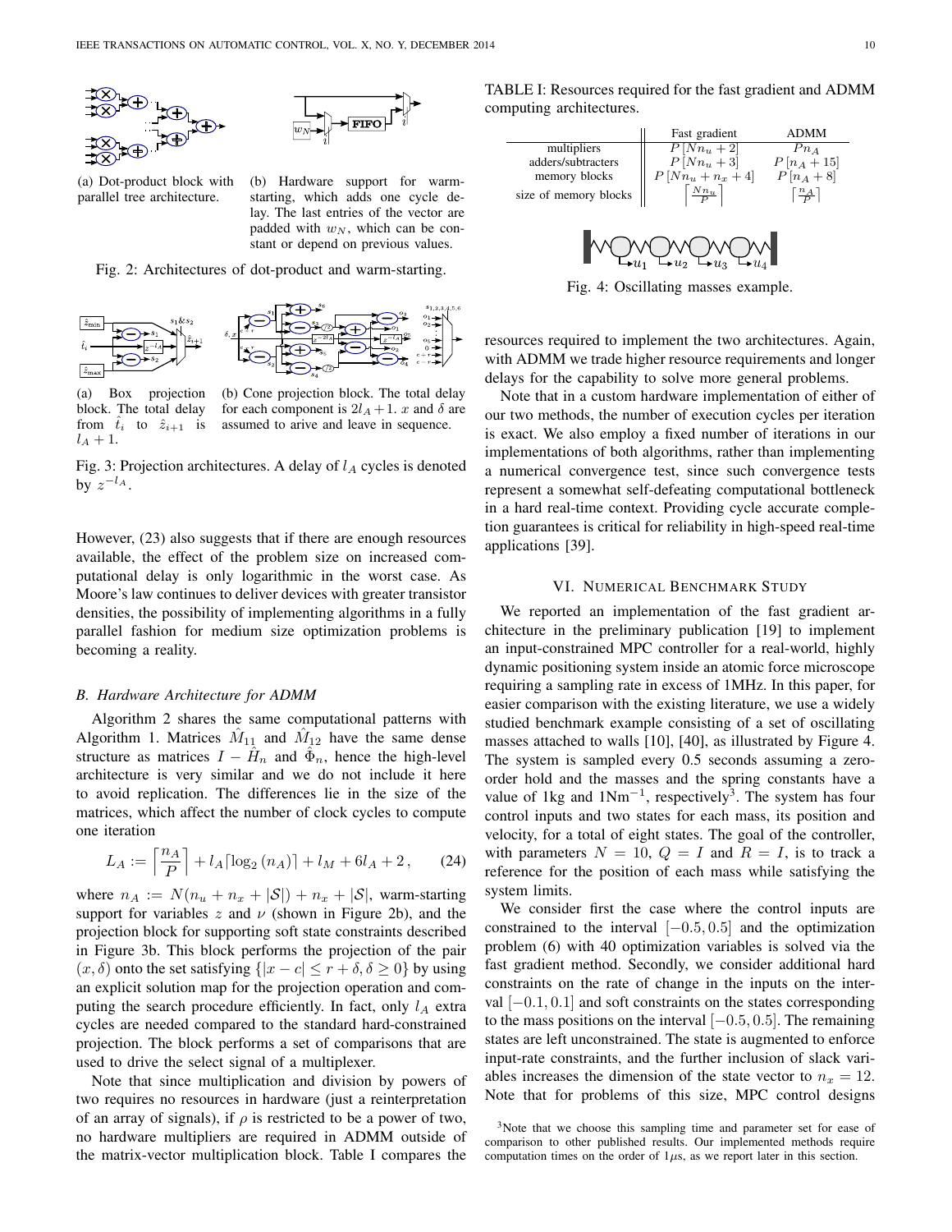(a) Dot-product block with parallel tree architecture.

(b) Hardware support for warm-starting, which adds one cycle delay. The last entries of the vector are padded with $w_N$, which can be constant or depend on previous values.

Fig. 2: Architectures of dot-product and warm-starting.

(a) Box projection block. The total delay from $\hat{t}_i$ to $\hat{z}_{i+1}$ is $l_A + 1$.

(b) Cone projection block. The total delay for each component is $2l_A + 1$. $x$ and $\delta$ are assumed to arive and leave in sequence.

Fig. 3: Projection architectures. A delay of $l_A$ cycles is denoted by $z^{-l_A}$.

However, (23) also suggests that if there are enough resources available, the effect of the problem size on increased computational delay is only logarithmic in the worst case. As Moore's law continues to deliver devices with greater transistor densities, the possibility of implementing algorithms in a fully parallel fashion for medium size optimization problems is becoming a reality.

### B. Hardware Architecture for ADMM

Algorithm 2 shares the same computational patterns with Algorithm 1. Matrices $\hat{M}_{11}$ and $\hat{M}_{12}$ have the same dense structure as matrices $I - \hat{H}_n$ and $\hat{\Phi}_n$, hence the high-level architecture is very similar and we do not include it here to avoid replication. The differences lie in the size of the matrices, which affect the number of clock cycles to compute one iteration

$$L_A := \left\lceil \frac{n_A}{P} \right\rceil + l_A \lceil \log_2 (n_A) \rceil + l_M + 6l_A + 2\,, \qquad (24)$$

where $n_A := N(n_u + n_x + |\mathcal{S}|) + n_x + |\mathcal{S}|$, warm-starting support for variables $z$ and $\nu$ (shown in Figure 2b), and the projection block for supporting soft state constraints described in Figure 3b. This block performs the projection of the pair $(x, \delta)$ onto the set satisfying $\{|x - c| \leq r + \delta, \delta \geq 0\}$ by using an explicit solution map for the projection operation and computing the search procedure efficiently. In fact, only $l_A$ extra cycles are needed compared to the standard hard-constrained projection. The block performs a set of comparisons that are used to drive the select signal of a multiplexer.

Note that since multiplication and division by powers of two requires no resources in hardware (just a reinterpretation of an array of signals), if $\rho$ is restricted to be a power of two, no hardware multipliers are required in ADMM outside of the matrix-vector multiplication block. Table I compares the resources required to implement the two architectures. Again, with ADMM we trade higher resource requirements and longer delays for the capability to solve more general problems.

TABLE I: Resources required for the fast gradient and ADMM computing architectures.

| | Fast gradient | ADMM |
|---|---|---|
| multipliers | $P\,[Nn_u + 2]$ | $Pn_A$ |
| adders/subtracters | $P\,[Nn_u + 3]$ | $P\,[n_A + 15]$ |
| memory blocks | $P\,[Nn_u + n_x + 4]$ | $P\,[n_A + 8]$ |
| size of memory blocks | $\left\lceil \frac{Nn_u}{P} \right\rceil$ | $\left\lceil \frac{n_A}{P} \right\rceil$ |

Fig. 4: Oscillating masses example.

Note that in a custom hardware implementation of either of our two methods, the number of execution cycles per iteration is exact. We also employ a fixed number of iterations in our implementations of both algorithms, rather than implementing a numerical convergence test, since such convergence tests represent a somewhat self-defeating computational bottleneck in a hard real-time context. Providing cycle accurate completion guarantees is critical for reliability in high-speed real-time applications [39].

## VI. Numerical Benchmark Study

We reported an implementation of the fast gradient architecture in the preliminary publication [19] to implement an input-constrained MPC controller for a real-world, highly dynamic positioning system inside an atomic force microscope requiring a sampling rate in excess of 1MHz. In this paper, for easier comparison with the existing literature, we use a widely studied benchmark example consisting of a set of oscillating masses attached to walls [10], [40], as illustrated by Figure 4. The system is sampled every 0.5 seconds assuming a zero-order hold and the masses and the spring constants have a value of 1kg and $1\text{Nm}^{-1}$, respectively[3]. The system has four control inputs and two states for each mass, its position and velocity, for a total of eight states. The goal of the controller, with parameters $N = 10$, $Q = I$ and $R = I$, is to track a reference for the position of each mass while satisfying the system limits.

We consider first the case where the control inputs are constrained to the interval $[-0.5, 0.5]$ and the optimization problem (6) with 40 optimization variables is solved via the fast gradient method. Secondly, we consider additional hard constraints on the rate of change in the inputs on the interval $[-0.1, 0.1]$ and soft constraints on the states corresponding to the mass positions on the interval $[-0.5, 0.5]$. The remaining states are left unconstrained. The state is augmented to enforce input-rate constraints, and the further inclusion of slack variables increases the dimension of the state vector to $n_x = 12$. Note that for problems of this size, MPC control designs

[3] Note that we choose this sampling time and parameter set for ease of comparison to other published results. Our implemented methods require computation times on the order of $1\mu$s, as we report later in this section.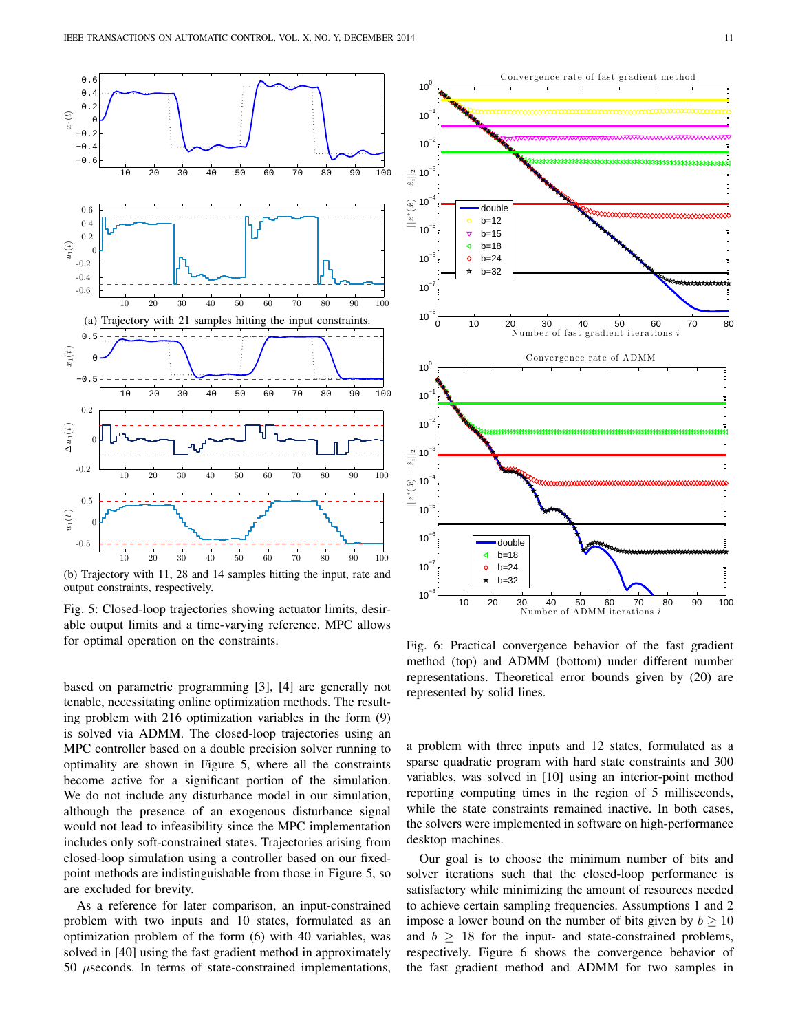(a) Trajectory with 21 samples hitting the input constraints.

(b) Trajectory with 11, 28 and 14 samples hitting the input, rate and output constraints, respectively.

Fig. 5: Closed-loop trajectories showing actuator limits, desirable output limits and a time-varying reference. MPC allows for optimal operation on the constraints.

based on parametric programming [3], [4] are generally not tenable, necessitating online optimization methods. The resulting problem with 216 optimization variables in the form (9) is solved via ADMM. The closed-loop trajectories using an MPC controller based on a double precision solver running to optimality are shown in Figure 5, where all the constraints become active for a significant portion of the simulation. We do not include any disturbance model in our simulation, although the presence of an exogenous disturbance signal would not lead to infeasibility since the MPC implementation includes only soft-constrained states. Trajectories arising from closed-loop simulation using a controller based on our fixed-point methods are indistinguishable from those in Figure 5, so are excluded for brevity.

As a reference for later comparison, an input-constrained problem with two inputs and 10 states, formulated as an optimization problem of the form (6) with 40 variables, was solved in [40] using the fast gradient method in approximately 50 $\mu$seconds. In terms of state-constrained implementations, a problem with three inputs and 12 states, formulated as a sparse quadratic program with hard state constraints and 300 variables, was solved in [10] using an interior-point method reporting computing times in the region of 5 milliseconds, while the state constraints remained inactive. In both cases, the solvers were implemented in software on high-performance desktop machines.

Fig. 6: Practical convergence behavior of the fast gradient method (top) and ADMM (bottom) under different number representations. Theoretical error bounds given by (20) are represented by solid lines.

Our goal is to choose the minimum number of bits and solver iterations such that the closed-loop performance is satisfactory while minimizing the amount of resources needed to achieve certain sampling frequencies. Assumptions 1 and 2 impose a lower bound on the number of bits given by $b \geq 10$ and $b \geq 18$ for the input- and state-constrained problems, respectively. Figure 6 shows the convergence behavior of the fast gradient method and ADMM for two samples in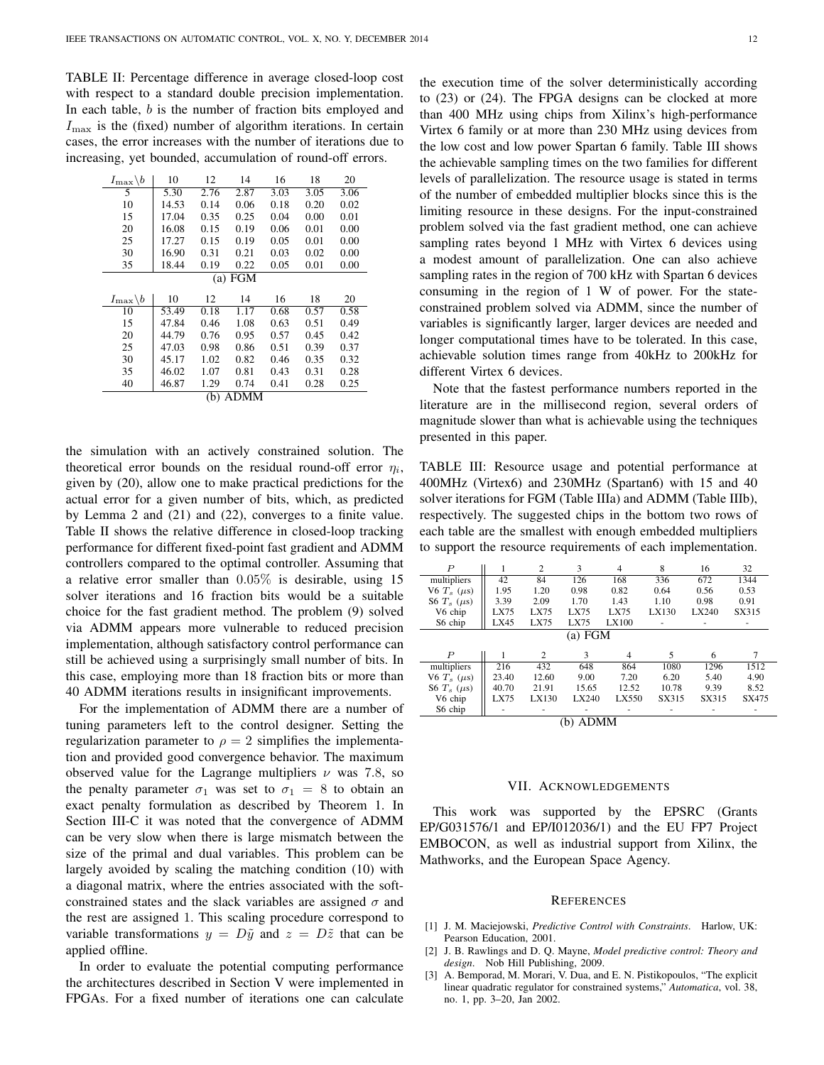TABLE II: Percentage difference in average closed-loop cost with respect to a standard double precision implementation. In each table, $b$ is the number of fraction bits employed and $I_{\max}$ is the (fixed) number of algorithm iterations. In certain cases, the error increases with the number of iterations due to increasing, yet bounded, accumulation of round-off errors.

| $I_{\max}\backslash b$ | 10 | 12 | 14 | 16 | 18 | 20 |
|---|---|---|---|---|---|---|
| 5 | 5.30 | 2.76 | 2.87 | 3.03 | 3.05 | 3.06 |
| 10 | 14.53 | 0.14 | 0.06 | 0.18 | 0.20 | 0.02 |
| 15 | 17.04 | 0.35 | 0.25 | 0.04 | 0.00 | 0.01 |
| 20 | 16.08 | 0.15 | 0.19 | 0.06 | 0.01 | 0.00 |
| 25 | 17.27 | 0.15 | 0.19 | 0.05 | 0.01 | 0.00 |
| 30 | 16.90 | 0.31 | 0.21 | 0.03 | 0.02 | 0.00 |
| 35 | 18.44 | 0.19 | 0.22 | 0.05 | 0.01 | 0.00 |

(a) FGM

| $I_{\max}\backslash b$ | 10 | 12 | 14 | 16 | 18 | 20 |
|---|---|---|---|---|---|---|
| 10 | 53.49 | 0.18 | 1.17 | 0.68 | 0.57 | 0.58 |
| 15 | 47.84 | 0.46 | 1.08 | 0.63 | 0.51 | 0.49 |
| 20 | 44.79 | 0.76 | 0.95 | 0.57 | 0.45 | 0.42 |
| 25 | 47.03 | 0.98 | 0.86 | 0.51 | 0.39 | 0.37 |
| 30 | 45.17 | 1.02 | 0.82 | 0.46 | 0.35 | 0.32 |
| 35 | 46.02 | 1.07 | 0.81 | 0.43 | 0.31 | 0.28 |
| 40 | 46.87 | 1.29 | 0.74 | 0.41 | 0.28 | 0.25 |

(b) ADMM

the simulation with an actively constrained solution. The theoretical error bounds on the residual round-off error $\eta_i$, given by (20), allow one to make practical predictions for the actual error for a given number of bits, which, as predicted by Lemma 2 and (21) and (22), converges to a finite value. Table II shows the relative difference in closed-loop tracking performance for different fixed-point fast gradient and ADMM controllers compared to the optimal controller. Assuming that a relative error smaller than $0.05\%$ is desirable, using 15 solver iterations and 16 fraction bits would be a suitable choice for the fast gradient method. The problem (9) solved via ADMM appears more vulnerable to reduced precision implementation, although satisfactory control performance can still be achieved using a surprisingly small number of bits. In this case, employing more than 18 fraction bits or more than 40 ADMM iterations results in insignificant improvements.

For the implementation of ADMM there are a number of tuning parameters left to the control designer. Setting the regularization parameter to $\rho = 2$ simplifies the implementation and provided good convergence behavior. The maximum observed value for the Lagrange multipliers $\nu$ was 7.8, so the penalty parameter $\sigma_1$ was set to $\sigma_1 = 8$ to obtain an exact penalty formulation as described by Theorem 1. In Section III-C it was noted that the convergence of ADMM can be very slow when there is large mismatch between the size of the primal and dual variables. This problem can be largely avoided by scaling the matching condition (10) with a diagonal matrix, where the entries associated with the soft-constrained states and the slack variables are assigned $\sigma$ and the rest are assigned 1. This scaling procedure correspond to variable transformations $y = D\tilde{y}$ and $z = D\tilde{z}$ that can be applied offline.

In order to evaluate the potential computing performance the architectures described in Section V were implemented in FPGAs. For a fixed number of iterations one can calculate the execution time of the solver deterministically according to (23) or (24). The FPGA designs can be clocked at more than 400 MHz using chips from Xilinx's high-performance Virtex 6 family or at more than 230 MHz using devices from the low cost and low power Spartan 6 family. Table III shows the achievable sampling times on the two families for different levels of parallelization. The resource usage is stated in terms of the number of embedded multiplier blocks since this is the limiting resource in these designs. For the input-constrained problem solved via the fast gradient method, one can achieve sampling rates beyond 1 MHz with Virtex 6 devices using a modest amount of parallelization. One can also achieve sampling rates in the region of 700 kHz with Spartan 6 devices consuming in the region of 1 W of power. For the state-constrained problem solved via ADMM, since the number of variables is significantly larger, larger devices are needed and longer computational times have to be tolerated. In this case, achievable solution times range from 40kHz to 200kHz for different Virtex 6 devices.

Note that the fastest performance numbers reported in the literature are in the millisecond region, several orders of magnitude slower than what is achievable using the techniques presented in this paper.

TABLE III: Resource usage and potential performance at 400MHz (Virtex6) and 230MHz (Spartan6) with 15 and 40 solver iterations for FGM (Table IIIa) and ADMM (Table IIIb), respectively. The suggested chips in the bottom two rows of each table are the smallest with enough embedded multipliers to support the resource requirements of each implementation.

| $P$ | 1 | 2 | 3 | 4 | 8 | 16 | 32 |
|---|---|---|---|---|---|---|---|
| multipliers | 42 | 84 | 126 | 168 | 336 | 672 | 1344 |
| V6 $T_s$ ($\mu$s) | 1.95 | 1.20 | 0.98 | 0.82 | 0.64 | 0.56 | 0.53 |
| S6 $T_s$ ($\mu$s) | 3.39 | 2.09 | 1.70 | 1.43 | 1.10 | 0.98 | 0.91 |
| V6 chip | LX75 | LX75 | LX75 | LX75 | LX130 | LX240 | SX315 |
| S6 chip | LX45 | LX75 | LX75 | LX100 | - | - | - |

(a) FGM

| $P$ | 1 | 2 | 3 | 4 | 5 | 6 | 7 |
|---|---|---|---|---|---|---|---|
| multipliers | 216 | 432 | 648 | 864 | 1080 | 1296 | 1512 |
| V6 $T_s$ ($\mu$s) | 23.40 | 12.60 | 9.00 | 7.20 | 6.20 | 5.40 | 4.90 |
| S6 $T_s$ ($\mu$s) | 40.70 | 21.91 | 15.65 | 12.52 | 10.78 | 9.39 | 8.52 |
| V6 chip | LX75 | LX130 | LX240 | LX550 | SX315 | SX315 | SX475 |
| S6 chip | - | - | - | - | - | - | - |

(b) ADMM

## VII. Acknowledgements

This work was supported by the EPSRC (Grants EP/G031576/1 and EP/I012036/1) and the EU FP7 Project EMBOCON, as well as industrial support from Xilinx, the Mathworks, and the European Space Agency.

## References

[1] J. M. Maciejowski, *Predictive Control with Constraints*. Harlow, UK: Pearson Education, 2001.

[2] J. B. Rawlings and D. Q. Mayne, *Model predictive control: Theory and design*. Nob Hill Publishing, 2009.

[3] A. Bemporad, M. Morari, V. Dua, and E. N. Pistikopoulos, "The explicit linear quadratic regulator for constrained systems," *Automatica*, vol. 38, no. 1, pp. 3–20, Jan 2002.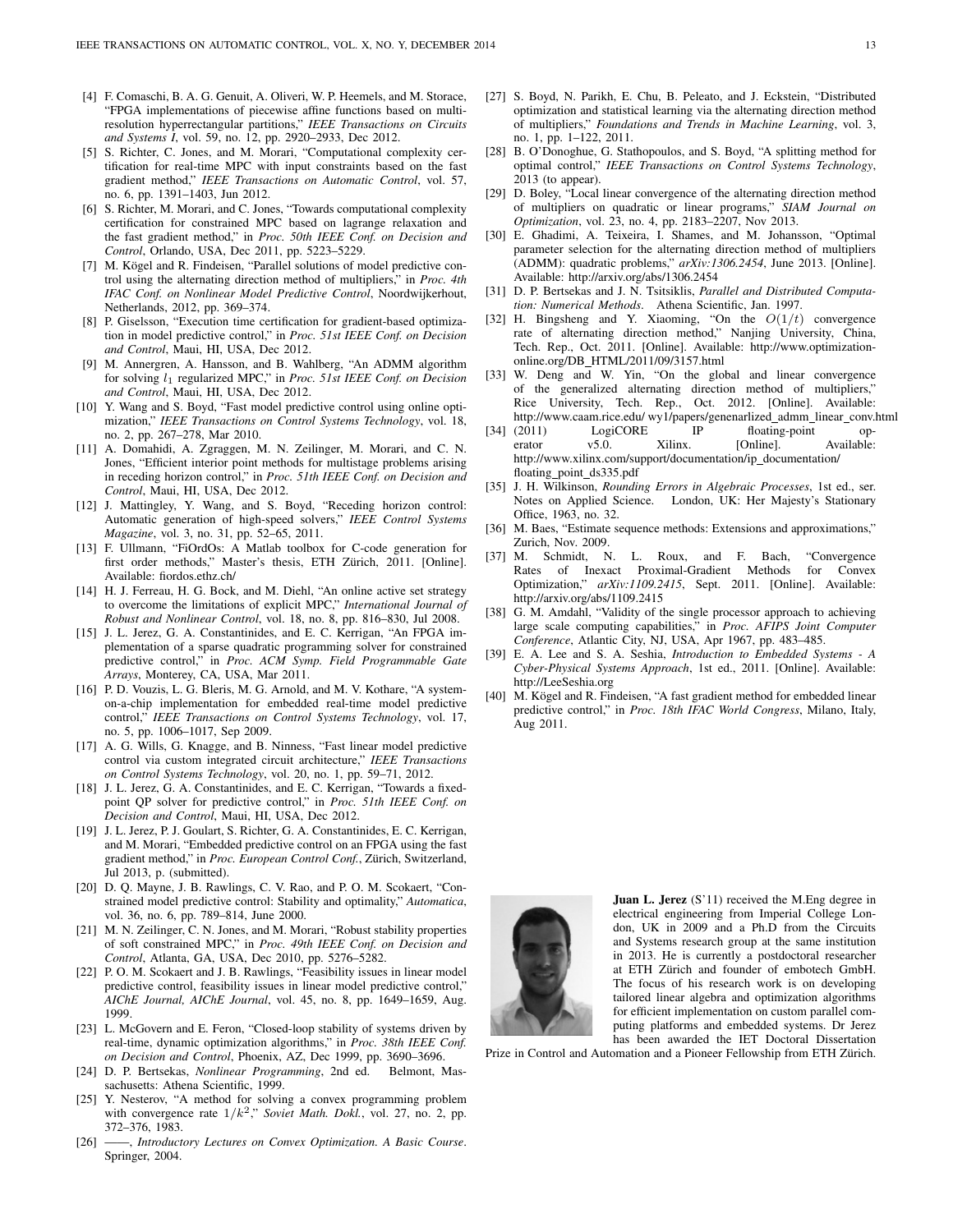[4] F. Comaschi, B. A. G. Genuit, A. Oliveri, W. P. Heemels, and M. Storace, "FPGA implementations of piecewise affine functions based on multi-resolution hyperrectangular partitions," *IEEE Transactions on Circuits and Systems I*, vol. 59, no. 12, pp. 2920–2933, Dec 2012.

[5] S. Richter, C. Jones, and M. Morari, "Computational complexity certification for real-time MPC with input constraints based on the fast gradient method," *IEEE Transactions on Automatic Control*, vol. 57, no. 6, pp. 1391–1403, Jun 2012.

[6] S. Richter, M. Morari, and C. Jones, "Towards computational complexity certification for constrained MPC based on lagrange relaxation and the fast gradient method," in *Proc. 50th IEEE Conf. on Decision and Control*, Orlando, USA, Dec 2011, pp. 5223–5229.

[7] M. Kögel and R. Findeisen, "Parallel solutions of model predictive control using the alternating direction method of multipliers," in *Proc. 4th IFAC Conf. on Nonlinear Model Predictive Control*, Noordwijkerhout, Netherlands, 2012, pp. 369–374.

[8] P. Giselsson, "Execution time certification for gradient-based optimization in model predictive control," in *Proc. 51st IEEE Conf. on Decision and Control*, Maui, HI, USA, Dec 2012.

[9] M. Annergren, A. Hansson, and B. Wahlberg, "An ADMM algorithm for solving $l_1$ regularized MPC," in *Proc. 51st IEEE Conf. on Decision and Control*, Maui, HI, USA, Dec 2012.

[10] Y. Wang and S. Boyd, "Fast model predictive control using online optimization," *IEEE Transactions on Control Systems Technology*, vol. 18, no. 2, pp. 267–278, Mar 2010.

[11] A. Domahidi, A. Zgraggen, M. N. Zeilinger, M. Morari, and C. N. Jones, "Efficient interior point methods for multistage problems arising in receding horizon control," in *Proc. 51th IEEE Conf. on Decision and Control*, Maui, HI, USA, Dec 2012.

[12] J. Mattingley, Y. Wang, and S. Boyd, "Receding horizon control: Automatic generation of high-speed solvers," *IEEE Control Systems Magazine*, vol. 3, no. 31, pp. 52–65, 2011.

[13] F. Ullmann, "FiOrdOs: A Matlab toolbox for C-code generation for first order methods," Master's thesis, ETH Zürich, 2011. [Online]. Available: fiordos.ethz.ch/

[14] H. J. Ferreau, H. G. Bock, and M. Diehl, "An online active set strategy to overcome the limitations of explicit MPC," *International Journal of Robust and Nonlinear Control*, vol. 18, no. 8, pp. 816–830, Jul 2008.

[15] J. L. Jerez, G. A. Constantinides, and E. C. Kerrigan, "An FPGA implementation of a sparse quadratic programming solver for constrained predictive control," in *Proc. ACM Symp. Field Programmable Gate Arrays*, Monterey, CA, USA, Mar 2011.

[16] P. D. Vouzis, L. G. Bleris, M. G. Arnold, and M. V. Kothare, "A system-on-a-chip implementation for embedded real-time model predictive control," *IEEE Transactions on Control Systems Technology*, vol. 17, no. 5, pp. 1006–1017, Sep 2009.

[17] A. G. Wills, G. Knagge, and B. Ninness, "Fast linear model predictive control via custom integrated circuit architecture," *IEEE Transactions on Control Systems Technology*, vol. 20, no. 1, pp. 59–71, 2012.

[18] J. L. Jerez, G. A. Constantinides, and E. C. Kerrigan, "Towards a fixed-point QP solver for predictive control," in *Proc. 51th IEEE Conf. on Decision and Control*, Maui, HI, USA, Dec 2012.

[19] J. L. Jerez, P. J. Goulart, S. Richter, G. A. Constantinides, E. C. Kerrigan, and M. Morari, "Embedded predictive control on an FPGA using the fast gradient method," in *Proc. European Control Conf.*, Zürich, Switzerland, Jul 2013, p. (submitted).

[20] D. Q. Mayne, J. B. Rawlings, C. V. Rao, and P. O. M. Scokaert, "Constrained model predictive control: Stability and optimality," *Automatica*, vol. 36, no. 6, pp. 789–814, June 2000.

[21] M. N. Zeilinger, C. N. Jones, and M. Morari, "Robust stability properties of soft constrained MPC," in *Proc. 49th IEEE Conf. on Decision and Control*, Atlanta, GA, USA, Dec 2010, pp. 5276–5282.

[22] P. O. M. Scokaert and J. B. Rawlings, "Feasibility issues in linear model predictive control, feasibility issues in linear model predictive control," *AIChE Journal, AIChE Journal*, vol. 45, no. 8, pp. 1649–1659, Aug. 1999.

[23] L. McGovern and E. Feron, "Closed-loop stability of systems driven by real-time, dynamic optimization algorithms," in *Proc. 38th IEEE Conf. on Decision and Control*, Phoenix, AZ, Dec 1999, pp. 3690–3696.

[24] D. P. Bertsekas, *Nonlinear Programming*, 2nd ed. Belmont, Massachusetts: Athena Scientific, 1999.

[25] Y. Nesterov, "A method for solving a convex programming problem with convergence rate $1/k^2$," *Soviet Math. Dokl.*, vol. 27, no. 2, pp. 372–376, 1983.

[26] ——, *Introductory Lectures on Convex Optimization. A Basic Course*. Springer, 2004.

[27] S. Boyd, N. Parikh, E. Chu, B. Peleato, and J. Eckstein, "Distributed optimization and statistical learning via the alternating direction method of multipliers," *Foundations and Trends in Machine Learning*, vol. 3, no. 1, pp. 1–122, 2011.

[28] B. O'Donoghue, G. Stathopoulos, and S. Boyd, "A splitting method for optimal control," *IEEE Transactions on Control Systems Technology*, 2013 (to appear).

[29] D. Boley, "Local linear convergence of the alternating direction method of multipliers on quadratic or linear programs," *SIAM Journal on Optimization*, vol. 23, no. 4, pp. 2183–2207, Nov 2013.

[30] E. Ghadimi, A. Teixeira, I. Shames, and M. Johansson, "Optimal parameter selection for the alternating direction method of multipliers (ADMM): quadratic problems," *arXiv:1306.2454*, June 2013. [Online]. Available: http://arxiv.org/abs/1306.2454

[31] D. P. Bertsekas and J. N. Tsitsiklis, *Parallel and Distributed Computation: Numerical Methods*. Athena Scientific, Jan. 1997.

[32] H. Bingsheng and Y. Xiaoming, "On the $O(1/t)$ convergence rate of alternating direction method," Nanjing University, China, Tech. Rep., Oct. 2011. [Online]. Available: http://www.optimization-online.org/DB_HTML/2011/09/3157.html

[33] W. Deng and W. Yin, "On the global and linear convergence of the generalized alternating direction method of multipliers," Rice University, Tech. Rep., Oct. 2012. [Online]. Available: http://www.caam.rice.edu/ wy1/papers/genenarlized_admm_linear_conv.html

[34] (2011) LogiCORE IP floating-point operator v5.0. Xilinx. [Online]. Available: http://www.xilinx.com/support/documentation/ip_documentation/floating_point_ds335.pdf

[35] J. H. Wilkinson, *Rounding Errors in Algebraic Processes*, 1st ed., ser. Notes on Applied Science. London, UK: Her Majesty's Stationary Office, 1963, no. 32.

[36] M. Baes, "Estimate sequence methods: Extensions and approximations," Zurich, Nov. 2009.

[37] M. Schmidt, N. L. Roux, and F. Bach, "Convergence Rates of Inexact Proximal-Gradient Methods for Convex Optimization," *arXiv:1109.2415*, Sept. 2011. [Online]. Available: http://arxiv.org/abs/1109.2415

[38] G. M. Amdahl, "Validity of the single processor approach to achieving large scale computing capabilities," in *Proc. AFIPS Joint Computer Conference*, Atlantic City, NJ, USA, Apr 1967, pp. 483–485.

[39] E. A. Lee and S. A. Seshia, *Introduction to Embedded Systems - A Cyber-Physical Systems Approach*, 1st ed., 2011. [Online]. Available: http://LeeSeshia.org

[40] M. Kögel and R. Findeisen, "A fast gradient method for embedded linear predictive control," in *Proc. 18th IFAC World Congress*, Milano, Italy, Aug 2011.

**Juan L. Jerez** (S'11) received the M.Eng degree in electrical engineering from Imperial College London, UK in 2009 and a Ph.D from the Circuits and Systems research group at the same institution in 2013. He is currently a postdoctoral researcher at ETH Zürich and founder of embotech GmbH. The focus of his research work is on developing tailored linear algebra and optimization algorithms for efficient implementation on custom parallel computing platforms and embedded systems. Dr Jerez has been awarded the IET Doctoral Dissertation Prize in Control and Automation and a Pioneer Fellowship from ETH Zürich.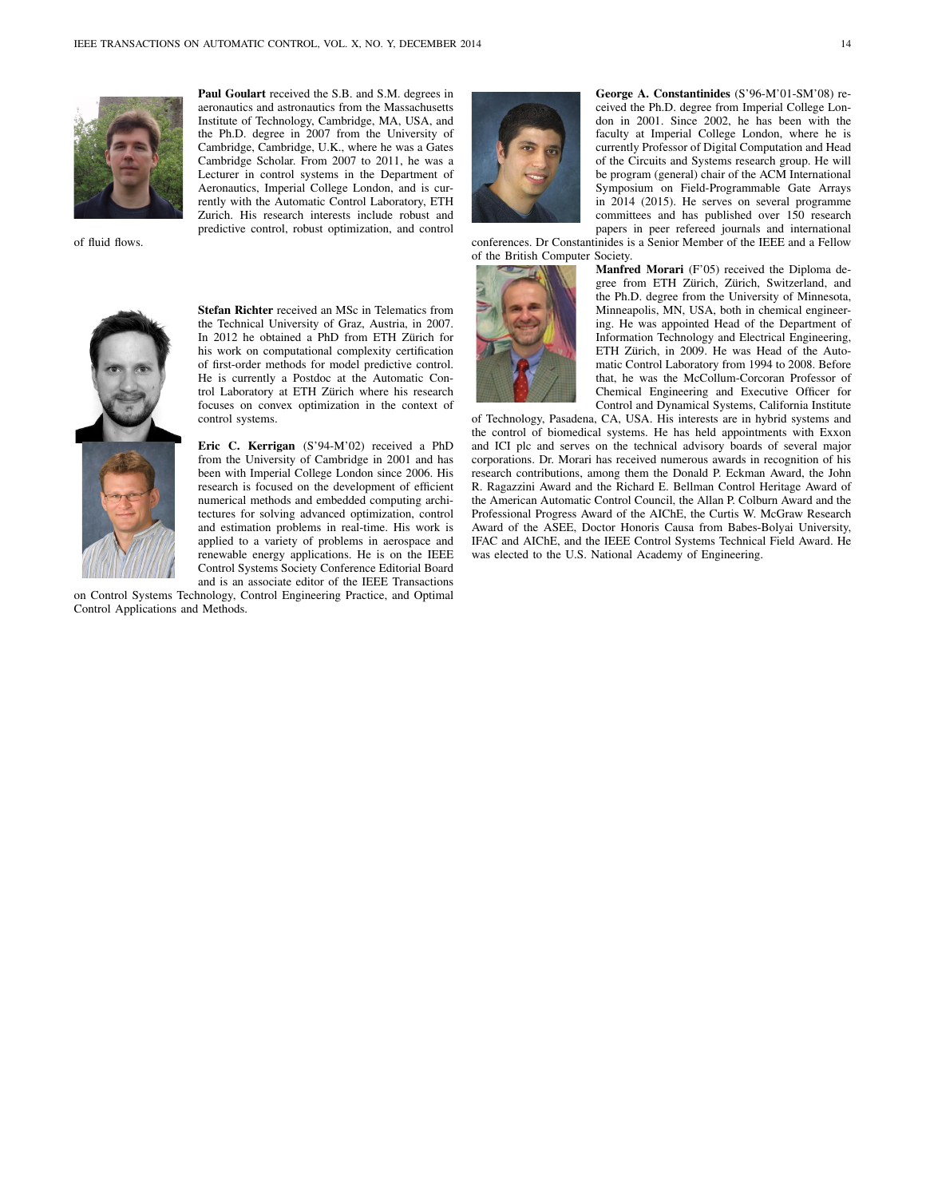**Paul Goulart** received the S.B. and S.M. degrees in aeronautics and astronautics from the Massachusetts Institute of Technology, Cambridge, MA, USA, and the Ph.D. degree in 2007 from the University of Cambridge, Cambridge, U.K., where he was a Gates Cambridge Scholar. From 2007 to 2011, he was a Lecturer in control systems in the Department of Aeronautics, Imperial College London, and is currently with the Automatic Control Laboratory, ETH Zurich. His research interests include robust and predictive control, robust optimization, and control of fluid flows.

**Stefan Richter** received an MSc in Telematics from the Technical University of Graz, Austria, in 2007. In 2012 he obtained a PhD from ETH Zürich for his work on computational complexity certification of first-order methods for model predictive control. He is currently a Postdoc at the Automatic Control Laboratory at ETH Zürich where his research focuses on convex optimization in the context of control systems.

**Eric C. Kerrigan** (S'94-M'02) received a PhD from the University of Cambridge in 2001 and has been with Imperial College London since 2006. His research is focused on the development of efficient numerical methods and embedded computing architectures for solving advanced optimization, control and estimation problems in real-time. His work is applied to a variety of problems in aerospace and renewable energy applications. He is on the IEEE Control Systems Society Conference Editorial Board and is an associate editor of the IEEE Transactions on Control Systems Technology, Control Engineering Practice, and Optimal Control Applications and Methods.

**George A. Constantinides** (S'96-M'01-SM'08) received the Ph.D. degree from Imperial College London in 2001. Since 2002, he has been with the faculty at Imperial College London, where he is currently Professor of Digital Computation and Head of the Circuits and Systems research group. He will be program (general) chair of the ACM International Symposium on Field-Programmable Gate Arrays in 2014 (2015). He serves on several programme committees and has published over 150 research papers in peer refereed journals and international conferences. Dr Constantinides is a Senior Member of the IEEE and a Fellow of the British Computer Society.

**Manfred Morari** (F'05) received the Diploma degree from ETH Zürich, Zürich, Switzerland, and the Ph.D. degree from the University of Minnesota, Minneapolis, MN, USA, both in chemical engineering. He was appointed Head of the Department of Information Technology and Electrical Engineering, ETH Zürich, in 2009. He was Head of the Automatic Control Laboratory from 1994 to 2008. Before that, he was the McCollum-Corcoran Professor of Chemical Engineering and Executive Officer for Control and Dynamical Systems, California Institute of Technology, Pasadena, CA, USA. His interests are in hybrid systems and the control of biomedical systems. He has held appointments with Exxon and ICI plc and serves on the technical advisory boards of several major corporations. Dr. Morari has received numerous awards in recognition of his research contributions, among them the Donald P. Eckman Award, the John R. Ragazzini Award and the Richard E. Bellman Control Heritage Award of the American Automatic Control Council, the Allan P. Colburn Award and the Professional Progress Award of the AIChE, the Curtis W. McGraw Research Award of the ASEE, Doctor Honoris Causa from Babes-Bolyai University, IFAC and AIChE, and the IEEE Control Systems Technical Field Award. He was elected to the U.S. National Academy of Engineering.